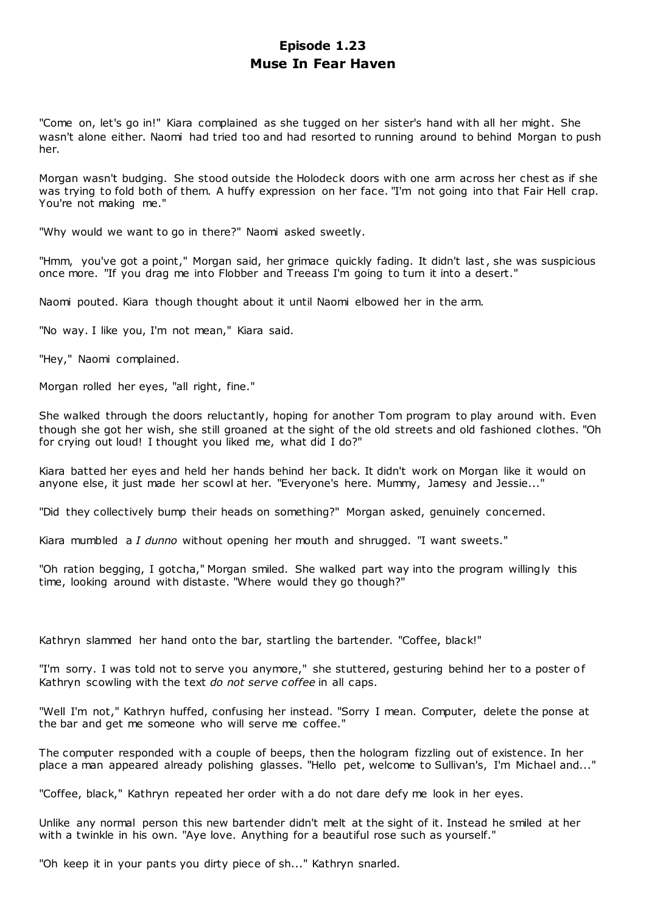# Episode 1.23
# Muse In Fear Haven

"Come on, let's go in!" Kiara complained as she tugged on her sister's hand with all her might. She wasn't alone either. Naomi had tried too and had resorted to running around to behind Morgan to push her.

Morgan wasn't budging. She stood outside the Holodeck doors with one arm across her chest as if she was trying to fold both of them. A huffy expression on her face. "I'm not going into that Fair Hell crap. You're not making me."

"Why would we want to go in there?" Naomi asked sweetly.

"Hmm, you've got a point," Morgan said, her grimace quickly fading. It didn't last, she was suspicious once more. "If you drag me into Flobber and Treeass I'm going to turn it into a desert."

Naomi pouted. Kiara though thought about it until Naomi elbowed her in the arm.

"No way. I like you, I'm not mean," Kiara said.

"Hey," Naomi complained.

Morgan rolled her eyes, "all right, fine."

She walked through the doors reluctantly, hoping for another Tom program to play around with. Even though she got her wish, she still groaned at the sight of the old streets and old fashioned clothes. "Oh for crying out loud! I thought you liked me, what did I do?"

Kiara batted her eyes and held her hands behind her back. It didn't work on Morgan like it would on anyone else, it just made her scowl at her. "Everyone's here. Mummy, Jamesy and Jessie..."

"Did they collectively bump their heads on something?" Morgan asked, genuinely concerned.

Kiara mumbled a *I dunno* without opening her mouth and shrugged. "I want sweets."

"Oh ration begging, I gotcha," Morgan smiled. She walked part way into the program willingly this time, looking around with distaste. "Where would they go though?"

Kathryn slammed her hand onto the bar, startling the bartender. "Coffee, black!"

"I'm sorry. I was told not to serve you anymore," she stuttered, gesturing behind her to a poster of Kathryn scowling with the text *do not serve coffee* in all caps.

"Well I'm not," Kathryn huffed, confusing her instead. "Sorry I mean. Computer, delete the ponse at the bar and get me someone who will serve me coffee."

The computer responded with a couple of beeps, then the hologram fizzling out of existence. In her place a man appeared already polishing glasses. "Hello pet, welcome to Sullivan's, I'm Michael and..."

"Coffee, black," Kathryn repeated her order with a do not dare defy me look in her eyes.

Unlike any normal person this new bartender didn't melt at the sight of it. Instead he smiled at her with a twinkle in his own. "Aye love. Anything for a beautiful rose such as yourself."

"Oh keep it in your pants you dirty piece of sh..." Kathryn snarled.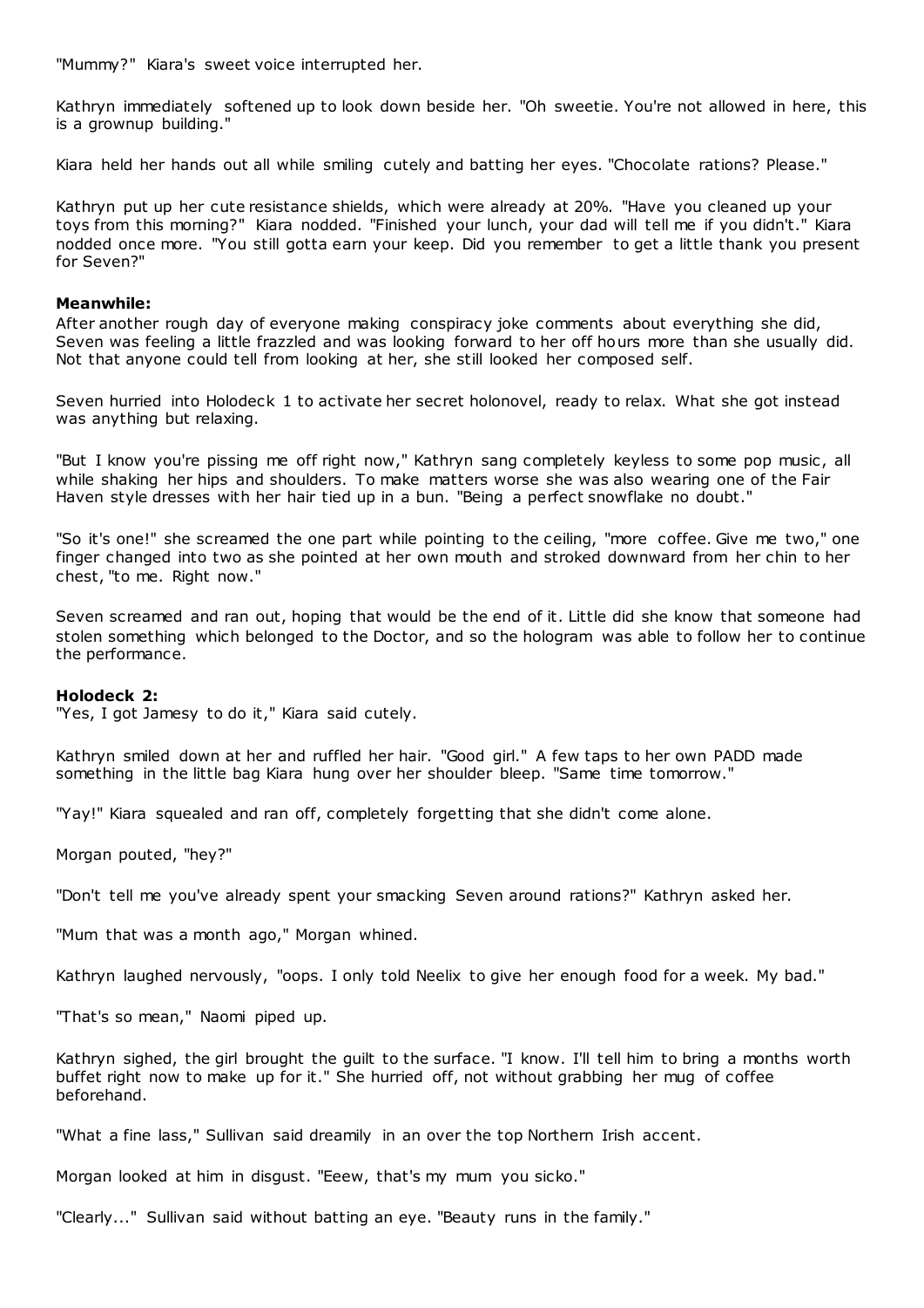"Mummy?" Kiara's sweet voice interrupted her.

Kathryn immediately softened up to look down beside her. "Oh sweetie. You're not allowed in here, this is a grownup building."

Kiara held her hands out all while smiling cutely and batting her eyes. "Chocolate rations? Please."

Kathryn put up her cute resistance shields, which were already at 20%. "Have you cleaned up your toys from this morning?" Kiara nodded. "Finished your lunch, your dad will tell me if you didn't." Kiara nodded once more. "You still gotta earn your keep. Did you remember to get a little thank you present for Seven?"

**Meanwhile:**
After another rough day of everyone making conspiracy joke comments about everything she did, Seven was feeling a little frazzled and was looking forward to her off hours more than she usually did. Not that anyone could tell from looking at her, she still looked her composed self.

Seven hurried into Holodeck 1 to activate her secret holonovel, ready to relax. What she got instead was anything but relaxing.

"But I know you're pissing me off right now," Kathryn sang completely keyless to some pop music, all while shaking her hips and shoulders. To make matters worse she was also wearing one of the Fair Haven style dresses with her hair tied up in a bun. "Being a perfect snowflake no doubt."

"So it's one!" she screamed the one part while pointing to the ceiling, "more coffee. Give me two," one finger changed into two as she pointed at her own mouth and stroked downward from her chin to her chest, "to me. Right now."

Seven screamed and ran out, hoping that would be the end of it. Little did she know that someone had stolen something which belonged to the Doctor, and so the hologram was able to follow her to continue the performance.

**Holodeck 2:**
"Yes, I got Jamesy to do it," Kiara said cutely.

Kathryn smiled down at her and ruffled her hair. "Good girl." A few taps to her own PADD made something in the little bag Kiara hung over her shoulder bleep. "Same time tomorrow."

"Yay!" Kiara squealed and ran off, completely forgetting that she didn't come alone.

Morgan pouted, "hey?"

"Don't tell me you've already spent your smacking Seven around rations?" Kathryn asked her.

"Mum that was a month ago," Morgan whined.

Kathryn laughed nervously, "oops. I only told Neelix to give her enough food for a week. My bad."

"That's so mean," Naomi piped up.

Kathryn sighed, the girl brought the guilt to the surface. "I know. I'll tell him to bring a months worth buffet right now to make up for it." She hurried off, not without grabbing her mug of coffee beforehand.

"What a fine lass," Sullivan said dreamily in an over the top Northern Irish accent.

Morgan looked at him in disgust. "Eeew, that's my mum you sicko."

"Clearly..." Sullivan said without batting an eye. "Beauty runs in the family."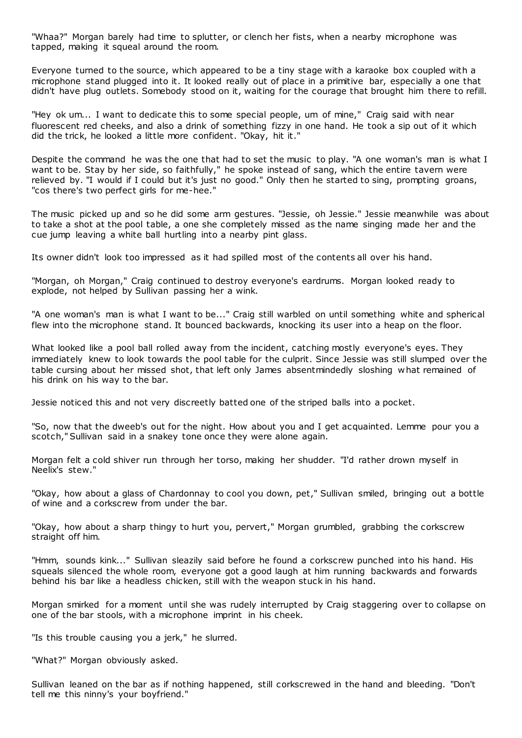"Whaa?" Morgan barely had time to splutter, or clench her fists, when a nearby microphone was tapped, making it squeal around the room.

Everyone turned to the source, which appeared to be a tiny stage with a karaoke box coupled with a microphone stand plugged into it. It looked really out of place in a primitive bar, especially a one that didn't have plug outlets. Somebody stood on it, waiting for the courage that brought him there to refill.

"Hey ok um... I want to dedicate this to some special people, um of mine," Craig said with near fluorescent red cheeks, and also a drink of something fizzy in one hand. He took a sip out of it which did the trick, he looked a little more confident. "Okay, hit it."

Despite the command he was the one that had to set the music to play. "A one woman's man is what I want to be. Stay by her side, so faithfully," he spoke instead of sang, which the entire tavern were relieved by. "I would if I could but it's just no good." Only then he started to sing, prompting groans, "cos there's two perfect girls for me-hee."

The music picked up and so he did some arm gestures. "Jessie, oh Jessie." Jessie meanwhile was about to take a shot at the pool table, a one she completely missed as the name singing made her and the cue jump leaving a white ball hurtling into a nearby pint glass.

Its owner didn't look too impressed as it had spilled most of the contents all over his hand.

"Morgan, oh Morgan," Craig continued to destroy everyone's eardrums. Morgan looked ready to explode, not helped by Sullivan passing her a wink.

"A one woman's man is what I want to be..." Craig still warbled on until something white and spherical flew into the microphone stand. It bounced backwards, knocking its user into a heap on the floor.

What looked like a pool ball rolled away from the incident, catching mostly everyone's eyes. They immediately knew to look towards the pool table for the culprit. Since Jessie was still slumped over the table cursing about her missed shot, that left only James absentmindedly sloshing what remained of his drink on his way to the bar.

Jessie noticed this and not very discreetly batted one of the striped balls into a pocket.

"So, now that the dweeb's out for the night. How about you and I get acquainted. Lemme pour you a scotch," Sullivan said in a snakey tone once they were alone again.

Morgan felt a cold shiver run through her torso, making her shudder. "I'd rather drown myself in Neelix's stew."

"Okay, how about a glass of Chardonnay to cool you down, pet," Sullivan smiled, bringing out a bottle of wine and a corkscrew from under the bar.

"Okay, how about a sharp thingy to hurt you, pervert," Morgan grumbled, grabbing the corkscrew straight off him.

"Hmm, sounds kink..." Sullivan sleazily said before he found a corkscrew punched into his hand. His squeals silenced the whole room, everyone got a good laugh at him running backwards and forwards behind his bar like a headless chicken, still with the weapon stuck in his hand.

Morgan smirked for a moment until she was rudely interrupted by Craig staggering over to collapse on one of the bar stools, with a microphone imprint in his cheek.

"Is this trouble causing you a jerk," he slurred.

"What?" Morgan obviously asked.

Sullivan leaned on the bar as if nothing happened, still corkscrewed in the hand and bleeding. "Don't tell me this ninny's your boyfriend."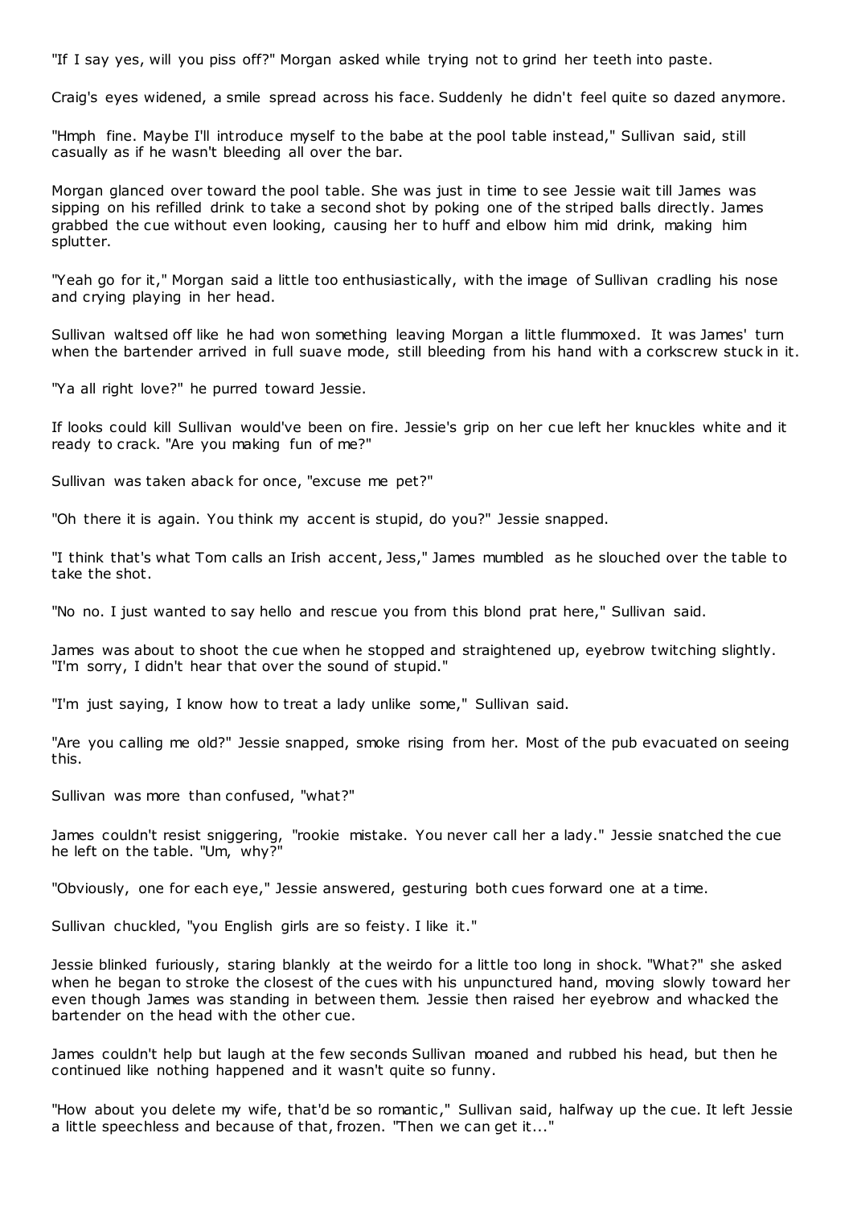"If I say yes, will you piss off?" Morgan asked while trying not to grind her teeth into paste.

Craig's eyes widened, a smile spread across his face. Suddenly he didn't feel quite so dazed anymore.

"Hmph fine. Maybe I'll introduce myself to the babe at the pool table instead," Sullivan said, still casually as if he wasn't bleeding all over the bar.

Morgan glanced over toward the pool table. She was just in time to see Jessie wait till James was sipping on his refilled drink to take a second shot by poking one of the striped balls directly. James grabbed the cue without even looking, causing her to huff and elbow him mid drink, making him splutter.

"Yeah go for it," Morgan said a little too enthusiastically, with the image of Sullivan cradling his nose and crying playing in her head.

Sullivan waltsed off like he had won something leaving Morgan a little flummoxed. It was James' turn when the bartender arrived in full suave mode, still bleeding from his hand with a corkscrew stuck in it.

"Ya all right love?" he purred toward Jessie.

If looks could kill Sullivan would've been on fire. Jessie's grip on her cue left her knuckles white and it ready to crack. "Are you making fun of me?"

Sullivan was taken aback for once, "excuse me pet?"

"Oh there it is again. You think my accent is stupid, do you?" Jessie snapped.

"I think that's what Tom calls an Irish accent, Jess," James mumbled as he slouched over the table to take the shot.

"No no. I just wanted to say hello and rescue you from this blond prat here," Sullivan said.

James was about to shoot the cue when he stopped and straightened up, eyebrow twitching slightly. "I'm sorry, I didn't hear that over the sound of stupid."

"I'm just saying, I know how to treat a lady unlike some," Sullivan said.

"Are you calling me old?" Jessie snapped, smoke rising from her. Most of the pub evacuated on seeing this.

Sullivan was more than confused, "what?"

James couldn't resist sniggering, "rookie mistake. You never call her a lady." Jessie snatched the cue he left on the table. "Um, why?"

"Obviously, one for each eye," Jessie answered, gesturing both cues forward one at a time.

Sullivan chuckled, "you English girls are so feisty. I like it."

Jessie blinked furiously, staring blankly at the weirdo for a little too long in shock. "What?" she asked when he began to stroke the closest of the cues with his unpunctured hand, moving slowly toward her even though James was standing in between them. Jessie then raised her eyebrow and whacked the bartender on the head with the other cue.

James couldn't help but laugh at the few seconds Sullivan moaned and rubbed his head, but then he continued like nothing happened and it wasn't quite so funny.

"How about you delete my wife, that'd be so romantic," Sullivan said, halfway up the cue. It left Jessie a little speechless and because of that, frozen. "Then we can get it..."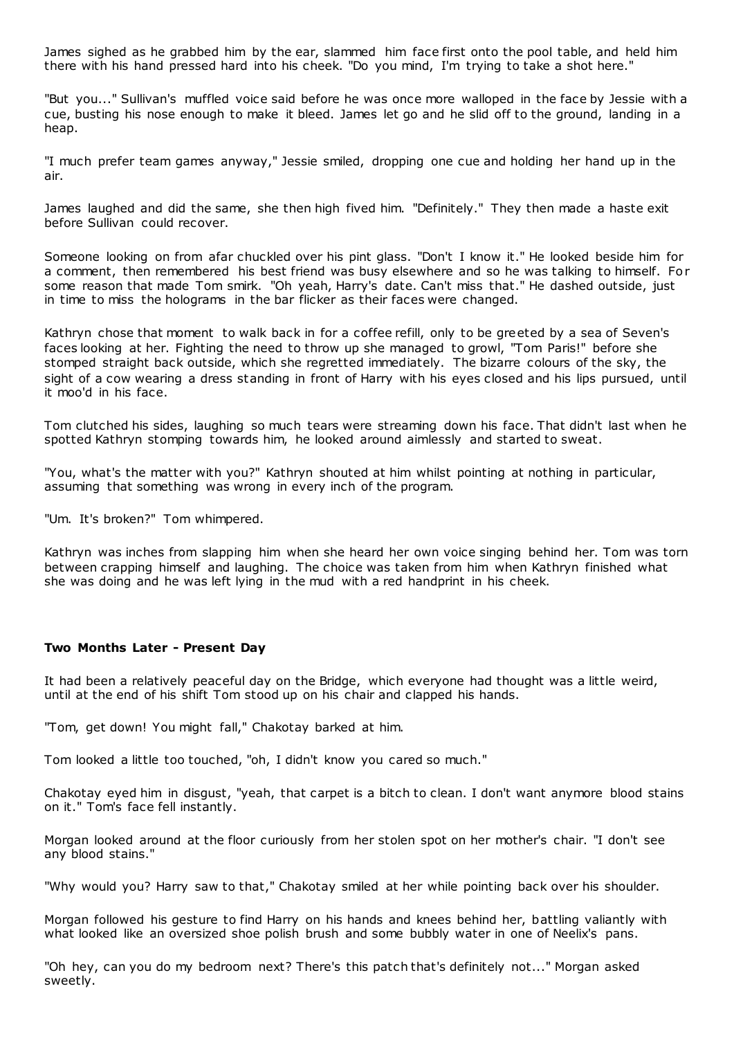James sighed as he grabbed him by the ear, slammed him face first onto the pool table, and held him there with his hand pressed hard into his cheek. "Do you mind, I'm trying to take a shot here."

"But you..." Sullivan's muffled voice said before he was once more walloped in the face by Jessie with a cue, busting his nose enough to make it bleed. James let go and he slid off to the ground, landing in a heap.

"I much prefer team games anyway," Jessie smiled, dropping one cue and holding her hand up in the air.

James laughed and did the same, she then high fived him. "Definitely." They then made a haste exit before Sullivan could recover.

Someone looking on from afar chuckled over his pint glass. "Don't I know it." He looked beside him for a comment, then remembered his best friend was busy elsewhere and so he was talking to himself. For some reason that made Tom smirk. "Oh yeah, Harry's date. Can't miss that." He dashed outside, just in time to miss the holograms in the bar flicker as their faces were changed.

Kathryn chose that moment to walk back in for a coffee refill, only to be greeted by a sea of Seven's faces looking at her. Fighting the need to throw up she managed to growl, "Tom Paris!" before she stomped straight back outside, which she regretted immediately. The bizarre colours of the sky, the sight of a cow wearing a dress standing in front of Harry with his eyes closed and his lips pursued, until it moo'd in his face.

Tom clutched his sides, laughing so much tears were streaming down his face. That didn't last when he spotted Kathryn stomping towards him, he looked around aimlessly and started to sweat.

"You, what's the matter with you?" Kathryn shouted at him whilst pointing at nothing in particular, assuming that something was wrong in every inch of the program.

"Um. It's broken?" Tom whimpered.

Kathryn was inches from slapping him when she heard her own voice singing behind her. Tom was torn between crapping himself and laughing. The choice was taken from him when Kathryn finished what she was doing and he was left lying in the mud with a red handprint in his cheek.

**Two Months Later - Present Day**

It had been a relatively peaceful day on the Bridge, which everyone had thought was a little weird, until at the end of his shift Tom stood up on his chair and clapped his hands.

"Tom, get down! You might fall," Chakotay barked at him.

Tom looked a little too touched, "oh, I didn't know you cared so much."

Chakotay eyed him in disgust, "yeah, that carpet is a bitch to clean. I don't want anymore blood stains on it." Tom's face fell instantly.

Morgan looked around at the floor curiously from her stolen spot on her mother's chair. "I don't see any blood stains."

"Why would you? Harry saw to that," Chakotay smiled at her while pointing back over his shoulder.

Morgan followed his gesture to find Harry on his hands and knees behind her, battling valiantly with what looked like an oversized shoe polish brush and some bubbly water in one of Neelix's pans.

"Oh hey, can you do my bedroom next? There's this patch that's definitely not..." Morgan asked sweetly.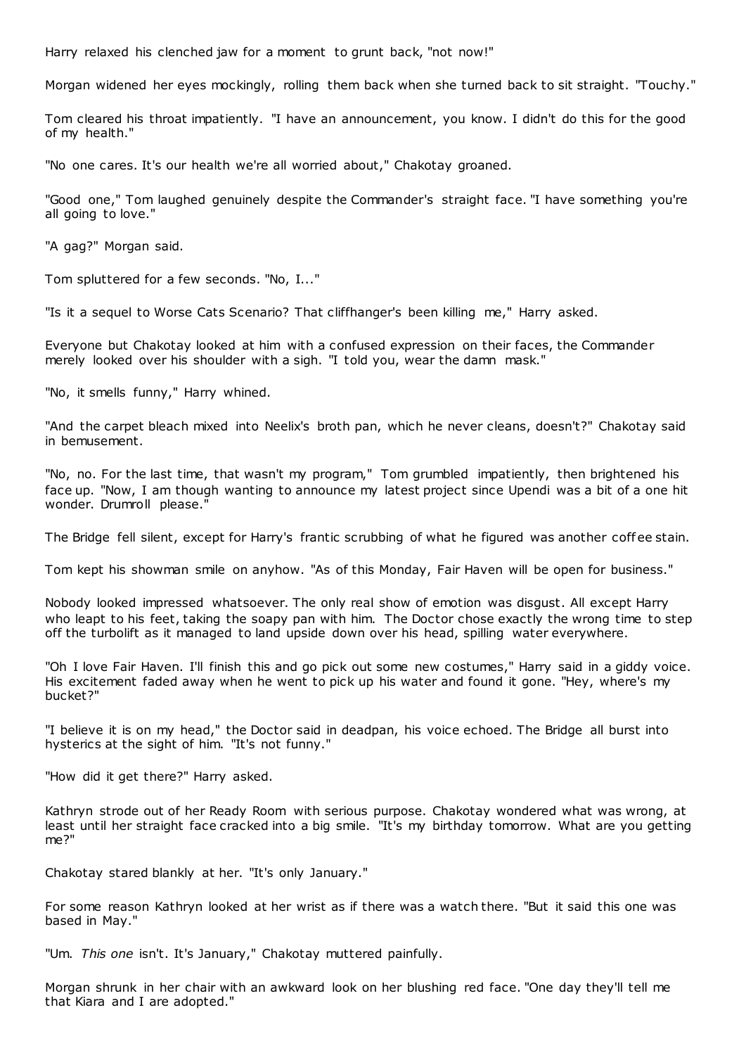Harry relaxed his clenched jaw for a moment to grunt back, "not now!"

Morgan widened her eyes mockingly, rolling them back when she turned back to sit straight. "Touchy."

Tom cleared his throat impatiently. "I have an announcement, you know. I didn't do this for the good of my health."

"No one cares. It's our health we're all worried about," Chakotay groaned.

"Good one," Tom laughed genuinely despite the Commander's straight face. "I have something you're all going to love."

"A gag?" Morgan said.

Tom spluttered for a few seconds. "No, I..."

"Is it a sequel to Worse Cats Scenario? That cliffhanger's been killing me," Harry asked.

Everyone but Chakotay looked at him with a confused expression on their faces, the Commander merely looked over his shoulder with a sigh. "I told you, wear the damn mask."

"No, it smells funny," Harry whined.

"And the carpet bleach mixed into Neelix's broth pan, which he never cleans, doesn't?" Chakotay said in bemusement.

"No, no. For the last time, that wasn't my program," Tom grumbled impatiently, then brightened his face up. "Now, I am though wanting to announce my latest project since Upendi was a bit of a one hit wonder. Drumroll please."

The Bridge fell silent, except for Harry's frantic scrubbing of what he figured was another coffee stain.

Tom kept his showman smile on anyhow. "As of this Monday, Fair Haven will be open for business."

Nobody looked impressed whatsoever. The only real show of emotion was disgust. All except Harry who leapt to his feet, taking the soapy pan with him. The Doctor chose exactly the wrong time to step off the turbolift as it managed to land upside down over his head, spilling water everywhere.

"Oh I love Fair Haven. I'll finish this and go pick out some new costumes," Harry said in a giddy voice. His excitement faded away when he went to pick up his water and found it gone. "Hey, where's my bucket?"

"I believe it is on my head," the Doctor said in deadpan, his voice echoed. The Bridge all burst into hysterics at the sight of him. "It's not funny."

"How did it get there?" Harry asked.

Kathryn strode out of her Ready Room with serious purpose. Chakotay wondered what was wrong, at least until her straight face cracked into a big smile. "It's my birthday tomorrow. What are you getting me?"

Chakotay stared blankly at her. "It's only January."

For some reason Kathryn looked at her wrist as if there was a watch there. "But it said this one was based in May."

"Um. *This one* isn't. It's January," Chakotay muttered painfully.

Morgan shrunk in her chair with an awkward look on her blushing red face. "One day they'll tell me that Kiara and I are adopted."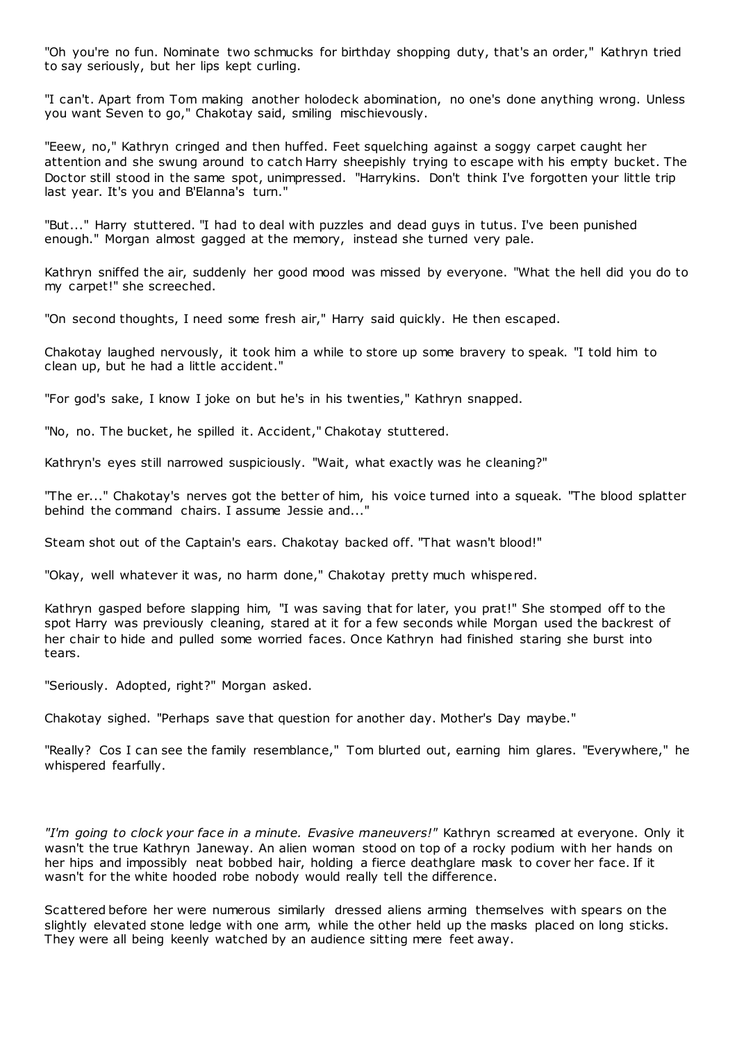"Oh you're no fun. Nominate two schmucks for birthday shopping duty, that's an order," Kathryn tried to say seriously, but her lips kept curling.

"I can't. Apart from Tom making another holodeck abomination, no one's done anything wrong. Unless you want Seven to go," Chakotay said, smiling mischievously.

"Eeew, no," Kathryn cringed and then huffed. Feet squelching against a soggy carpet caught her attention and she swung around to catch Harry sheepishly trying to escape with his empty bucket. The Doctor still stood in the same spot, unimpressed. "Harrykins. Don't think I've forgotten your little trip last year. It's you and B'Elanna's turn."

"But..." Harry stuttered. "I had to deal with puzzles and dead guys in tutus. I've been punished enough." Morgan almost gagged at the memory, instead she turned very pale.

Kathryn sniffed the air, suddenly her good mood was missed by everyone. "What the hell did you do to my carpet!" she screeched.

"On second thoughts, I need some fresh air," Harry said quickly. He then escaped.

Chakotay laughed nervously, it took him a while to store up some bravery to speak. "I told him to clean up, but he had a little accident."

"For god's sake, I know I joke on but he's in his twenties," Kathryn snapped.

"No, no. The bucket, he spilled it. Accident," Chakotay stuttered.

Kathryn's eyes still narrowed suspiciously. "Wait, what exactly was he cleaning?"

"The er..." Chakotay's nerves got the better of him, his voice turned into a squeak. "The blood splatter behind the command chairs. I assume Jessie and..."

Steam shot out of the Captain's ears. Chakotay backed off. "That wasn't blood!"

"Okay, well whatever it was, no harm done," Chakotay pretty much whispered.

Kathryn gasped before slapping him, "I was saving that for later, you prat!" She stomped off to the spot Harry was previously cleaning, stared at it for a few seconds while Morgan used the backrest of her chair to hide and pulled some worried faces. Once Kathryn had finished staring she burst into tears.

"Seriously. Adopted, right?" Morgan asked.

Chakotay sighed. "Perhaps save that question for another day. Mother's Day maybe."

"Really? Cos I can see the family resemblance," Tom blurted out, earning him glares. "Everywhere," he whispered fearfully.

*"I'm going to clock your face in a minute. Evasive maneuvers!"* Kathryn screamed at everyone. Only it wasn't the true Kathryn Janeway. An alien woman stood on top of a rocky podium with her hands on her hips and impossibly neat bobbed hair, holding a fierce deathglare mask to cover her face. If it wasn't for the white hooded robe nobody would really tell the difference.

Scattered before her were numerous similarly dressed aliens arming themselves with spears on the slightly elevated stone ledge with one arm, while the other held up the masks placed on long sticks. They were all being keenly watched by an audience sitting mere feet away.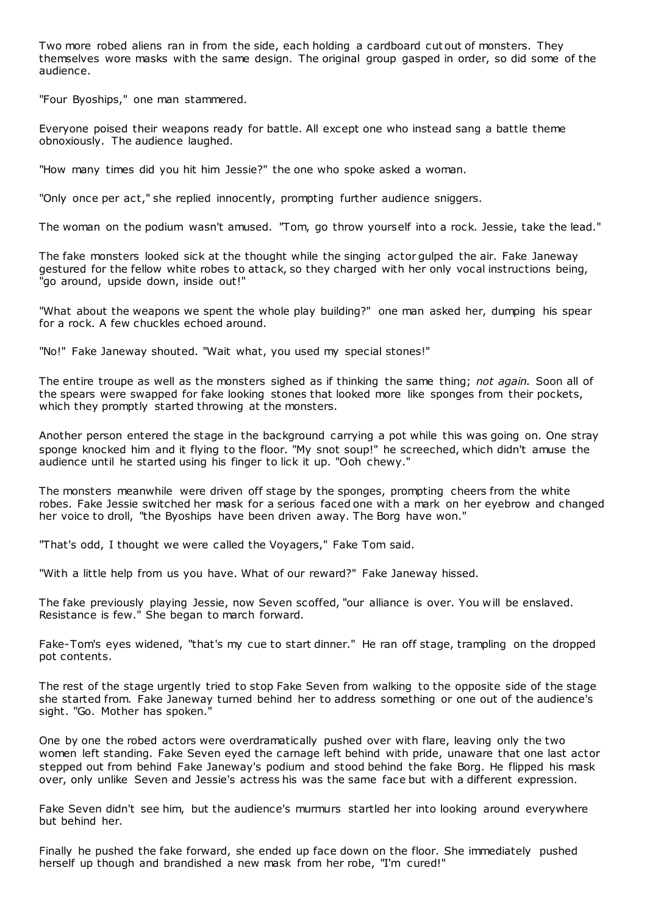Two more robed aliens ran in from the side, each holding a cardboard cutout of monsters. They themselves wore masks with the same design. The original group gasped in order, so did some of the audience.

"Four Byoships," one man stammered.

Everyone poised their weapons ready for battle. All except one who instead sang a battle theme obnoxiously. The audience laughed.

"How many times did you hit him Jessie?" the one who spoke asked a woman.

"Only once per act," she replied innocently, prompting further audience sniggers.

The woman on the podium wasn't amused. "Tom, go throw yourself into a rock. Jessie, take the lead."

The fake monsters looked sick at the thought while the singing actor gulped the air. Fake Janeway gestured for the fellow white robes to attack, so they charged with her only vocal instructions being, "go around, upside down, inside out!"

"What about the weapons we spent the whole play building?" one man asked her, dumping his spear for a rock. A few chuckles echoed around.

"No!" Fake Janeway shouted. "Wait what, you used my special stones!"

The entire troupe as well as the monsters sighed as if thinking the same thing; *not again.* Soon all of the spears were swapped for fake looking stones that looked more like sponges from their pockets, which they promptly started throwing at the monsters.

Another person entered the stage in the background carrying a pot while this was going on. One stray sponge knocked him and it flying to the floor. "My snot soup!" he screeched, which didn't amuse the audience until he started using his finger to lick it up. "Ooh chewy."

The monsters meanwhile were driven off stage by the sponges, prompting cheers from the white robes. Fake Jessie switched her mask for a serious faced one with a mark on her eyebrow and changed her voice to droll, "the Byoships have been driven away. The Borg have won."

"That's odd, I thought we were called the Voyagers," Fake Tom said.

"With a little help from us you have. What of our reward?" Fake Janeway hissed.

The fake previously playing Jessie, now Seven scoffed, "our alliance is over. You will be enslaved. Resistance is few." She began to march forward.

Fake-Tom's eyes widened, "that's my cue to start dinner." He ran off stage, trampling on the dropped pot contents.

The rest of the stage urgently tried to stop Fake Seven from walking to the opposite side of the stage she started from. Fake Janeway turned behind her to address something or one out of the audience's sight. "Go. Mother has spoken."

One by one the robed actors were overdramatically pushed over with flare, leaving only the two women left standing. Fake Seven eyed the carnage left behind with pride, unaware that one last actor stepped out from behind Fake Janeway's podium and stood behind the fake Borg. He flipped his mask over, only unlike Seven and Jessie's actress his was the same face but with a different expression.

Fake Seven didn't see him, but the audience's murmurs startled her into looking around everywhere but behind her.

Finally he pushed the fake forward, she ended up face down on the floor. She immediately pushed herself up though and brandished a new mask from her robe, "I'm cured!"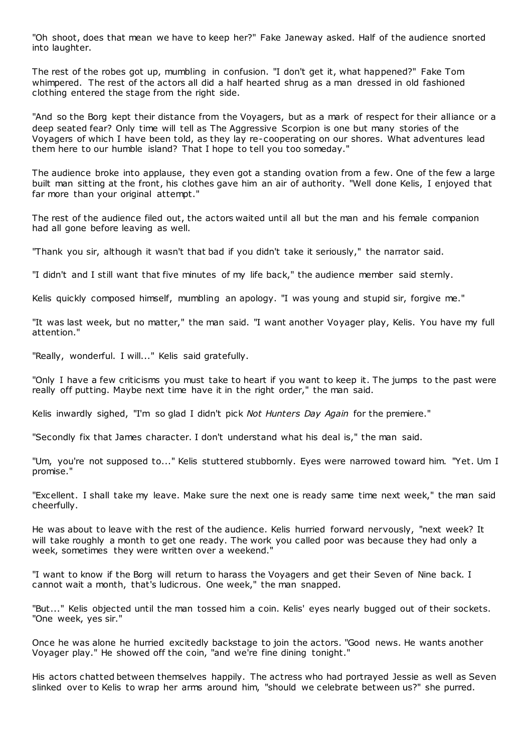"Oh shoot, does that mean we have to keep her?" Fake Janeway asked. Half of the audience snorted into laughter.

The rest of the robes got up, mumbling in confusion. "I don't get it, what happened?" Fake Tom whimpered. The rest of the actors all did a half hearted shrug as a man dressed in old fashioned clothing entered the stage from the right side.

"And so the Borg kept their distance from the Voyagers, but as a mark of respect for their alliance or a deep seated fear? Only time will tell as The Aggressive Scorpion is one but many stories of the Voyagers of which I have been told, as they lay re-cooperating on our shores. What adventures lead them here to our humble island? That I hope to tell you too someday."

The audience broke into applause, they even got a standing ovation from a few. One of the few a large built man sitting at the front, his clothes gave him an air of authority. "Well done Kelis, I enjoyed that far more than your original attempt."

The rest of the audience filed out, the actors waited until all but the man and his female companion had all gone before leaving as well.

"Thank you sir, although it wasn't that bad if you didn't take it seriously," the narrator said.

"I didn't and I still want that five minutes of my life back," the audience member said sternly.

Kelis quickly composed himself, mumbling an apology. "I was young and stupid sir, forgive me."

"It was last week, but no matter," the man said. "I want another Voyager play, Kelis. You have my full attention."

"Really, wonderful. I will..." Kelis said gratefully.

"Only I have a few criticisms you must take to heart if you want to keep it. The jumps to the past were really off putting. Maybe next time have it in the right order," the man said.

Kelis inwardly sighed, "I'm so glad I didn't pick *Not Hunters Day Again* for the premiere."

"Secondly fix that James character. I don't understand what his deal is," the man said.

"Um, you're not supposed to..." Kelis stuttered stubbornly. Eyes were narrowed toward him. "Yet. Um I promise."

"Excellent. I shall take my leave. Make sure the next one is ready same time next week," the man said cheerfully.

He was about to leave with the rest of the audience. Kelis hurried forward nervously, "next week? It will take roughly a month to get one ready. The work you called poor was because they had only a week, sometimes they were written over a weekend."

"I want to know if the Borg will return to harass the Voyagers and get their Seven of Nine back. I cannot wait a month, that's ludicrous. One week," the man snapped.

"But..." Kelis objected until the man tossed him a coin. Kelis' eyes nearly bugged out of their sockets. "One week, yes sir."

Once he was alone he hurried excitedly backstage to join the actors. "Good news. He wants another Voyager play." He showed off the coin, "and we're fine dining tonight."

His actors chatted between themselves happily. The actress who had portrayed Jessie as well as Seven slinked over to Kelis to wrap her arms around him, "should we celebrate between us?" she purred.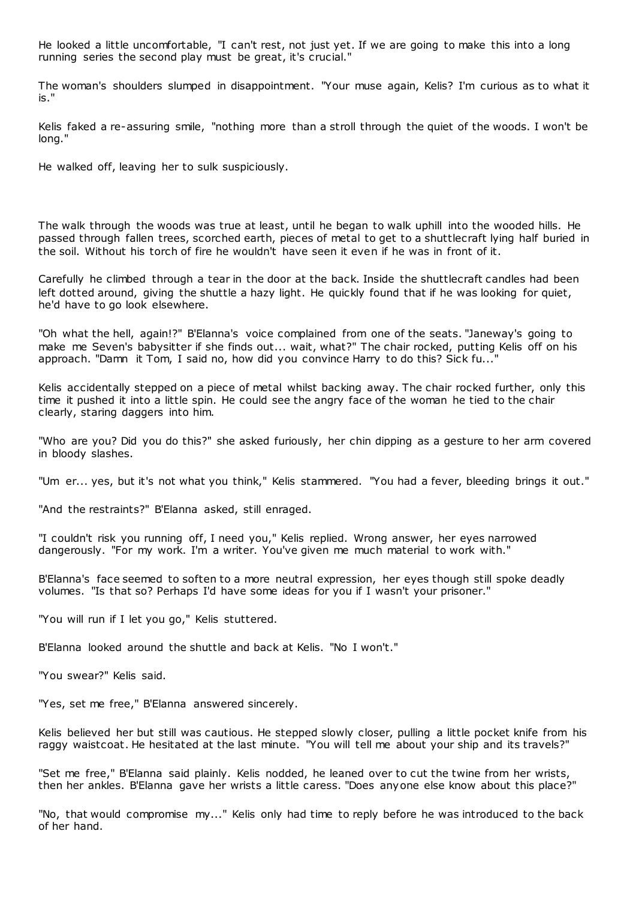He looked a little uncomfortable, "I can't rest, not just yet. If we are going to make this into a long running series the second play must be great, it's crucial."

The woman's shoulders slumped in disappointment. "Your muse again, Kelis? I'm curious as to what it is."

Kelis faked a re-assuring smile, "nothing more than a stroll through the quiet of the woods. I won't be long."

He walked off, leaving her to sulk suspiciously.

The walk through the woods was true at least, until he began to walk uphill into the wooded hills. He passed through fallen trees, scorched earth, pieces of metal to get to a shuttlecraft lying half buried in the soil. Without his torch of fire he wouldn't have seen it even if he was in front of it.

Carefully he climbed through a tear in the door at the back. Inside the shuttlecraft candles had been left dotted around, giving the shuttle a hazy light. He quickly found that if he was looking for quiet, he'd have to go look elsewhere.

"Oh what the hell, again!?" B'Elanna's voice complained from one of the seats. "Janeway's going to make me Seven's babysitter if she finds out... wait, what?" The chair rocked, putting Kelis off on his approach. "Damn it Tom, I said no, how did you convince Harry to do this? Sick fu..."

Kelis accidentally stepped on a piece of metal whilst backing away. The chair rocked further, only this time it pushed it into a little spin. He could see the angry face of the woman he tied to the chair clearly, staring daggers into him.

"Who are you? Did you do this?" she asked furiously, her chin dipping as a gesture to her arm covered in bloody slashes.

"Um er... yes, but it's not what you think," Kelis stammered. "You had a fever, bleeding brings it out."

"And the restraints?" B'Elanna asked, still enraged.

"I couldn't risk you running off, I need you," Kelis replied. Wrong answer, her eyes narrowed dangerously. "For my work. I'm a writer. You've given me much material to work with."

B'Elanna's face seemed to soften to a more neutral expression, her eyes though still spoke deadly volumes. "Is that so? Perhaps I'd have some ideas for you if I wasn't your prisoner."

"You will run if I let you go," Kelis stuttered.

B'Elanna looked around the shuttle and back at Kelis. "No I won't."

"You swear?" Kelis said.

"Yes, set me free," B'Elanna answered sincerely.

Kelis believed her but still was cautious. He stepped slowly closer, pulling a little pocket knife from his raggy waistcoat. He hesitated at the last minute. "You will tell me about your ship and its travels?"

"Set me free," B'Elanna said plainly. Kelis nodded, he leaned over to cut the twine from her wrists, then her ankles. B'Elanna gave her wrists a little caress. "Does anyone else know about this place?"

"No, that would compromise my..." Kelis only had time to reply before he was introduced to the back of her hand.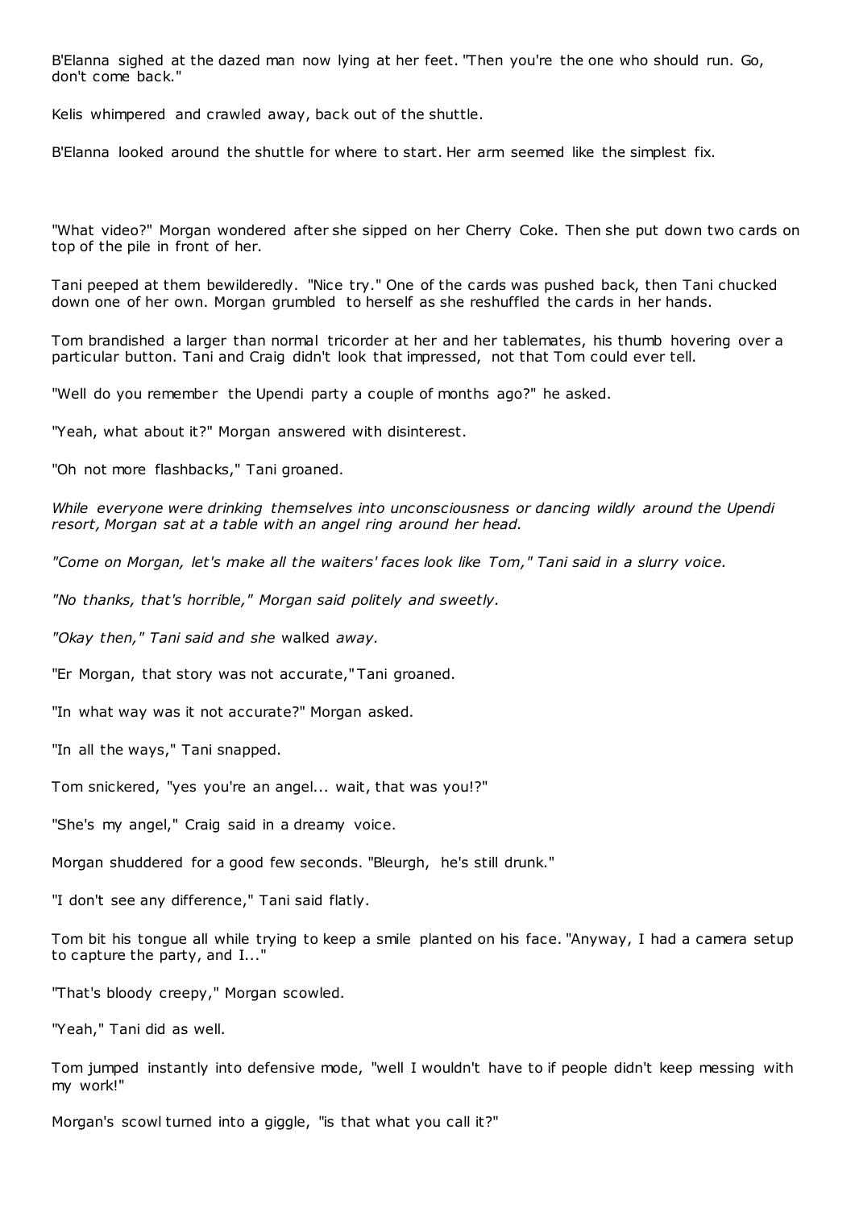B'Elanna sighed at the dazed man now lying at her feet. "Then you're the one who should run. Go, don't come back."

Kelis whimpered and crawled away, back out of the shuttle.

B'Elanna looked around the shuttle for where to start. Her arm seemed like the simplest fix.

"What video?" Morgan wondered after she sipped on her Cherry Coke. Then she put down two cards on top of the pile in front of her.

Tani peeped at them bewilderedly. "Nice try." One of the cards was pushed back, then Tani chucked down one of her own. Morgan grumbled to herself as she reshuffled the cards in her hands.

Tom brandished a larger than normal tricorder at her and her tablemates, his thumb hovering over a particular button. Tani and Craig didn't look that impressed, not that Tom could ever tell.

"Well do you remember the Upendi party a couple of months ago?" he asked.

"Yeah, what about it?" Morgan answered with disinterest.

"Oh not more flashbacks," Tani groaned.

*While everyone were drinking themselves into unconsciousness or dancing wildly around the Upendi resort, Morgan sat at a table with an angel ring around her head.*

*"Come on Morgan, let's make all the waiters' faces look like Tom," Tani said in a slurry voice.*

*"No thanks, that's horrible," Morgan said politely and sweetly.*

*"Okay then," Tani said and she walked away.*

"Er Morgan, that story was not accurate," Tani groaned.

"In what way was it not accurate?" Morgan asked.

"In all the ways," Tani snapped.

Tom snickered, "yes you're an angel... wait, that was you!?"

"She's my angel," Craig said in a dreamy voice.

Morgan shuddered for a good few seconds. "Bleurgh, he's still drunk."

"I don't see any difference," Tani said flatly.

Tom bit his tongue all while trying to keep a smile planted on his face. "Anyway, I had a camera setup to capture the party, and I..."

"That's bloody creepy," Morgan scowled.

"Yeah," Tani did as well.

Tom jumped instantly into defensive mode, "well I wouldn't have to if people didn't keep messing with my work!"

Morgan's scowl turned into a giggle, "is that what you call it?"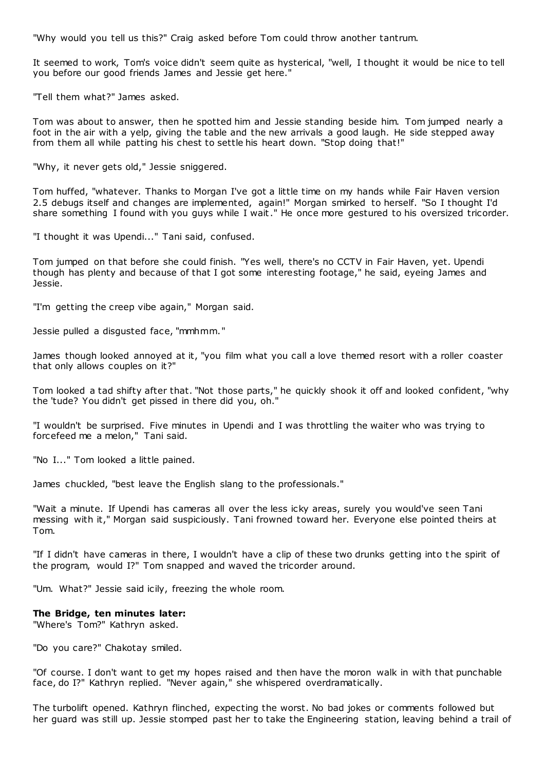"Why would you tell us this?" Craig asked before Tom could throw another tantrum.

It seemed to work, Tom's voice didn't seem quite as hysterical, "well, I thought it would be nice to tell you before our good friends James and Jessie get here."

"Tell them what?" James asked.

Tom was about to answer, then he spotted him and Jessie standing beside him. Tom jumped nearly a foot in the air with a yelp, giving the table and the new arrivals a good laugh. He side stepped away from them all while patting his chest to settle his heart down. "Stop doing that!"

"Why, it never gets old," Jessie sniggered.

Tom huffed, "whatever. Thanks to Morgan I've got a little time on my hands while Fair Haven version 2.5 debugs itself and changes are implemented, again!" Morgan smirked to herself. "So I thought I'd share something I found with you guys while I wait." He once more gestured to his oversized tricorder.

"I thought it was Upendi..." Tani said, confused.

Tom jumped on that before she could finish. "Yes well, there's no CCTV in Fair Haven, yet. Upendi though has plenty and because of that I got some interesting footage," he said, eyeing James and Jessie.

"I'm getting the creep vibe again," Morgan said.

Jessie pulled a disgusted face, "mmhmm."

James though looked annoyed at it, "you film what you call a love themed resort with a roller coaster that only allows couples on it?"

Tom looked a tad shifty after that. "Not those parts," he quickly shook it off and looked confident, "why the 'tude? You didn't get pissed in there did you, oh."

"I wouldn't be surprised. Five minutes in Upendi and I was throttling the waiter who was trying to forcefeed me a melon," Tani said.

"No I..." Tom looked a little pained.

James chuckled, "best leave the English slang to the professionals."

"Wait a minute. If Upendi has cameras all over the less icky areas, surely you would've seen Tani messing with it," Morgan said suspiciously. Tani frowned toward her. Everyone else pointed theirs at Tom.

"If I didn't have cameras in there, I wouldn't have a clip of these two drunks getting into the spirit of the program, would I?" Tom snapped and waved the tricorder around.

"Um. What?" Jessie said icily, freezing the whole room.

**The Bridge, ten minutes later:**
"Where's Tom?" Kathryn asked.

"Do you care?" Chakotay smiled.

"Of course. I don't want to get my hopes raised and then have the moron walk in with that punchable face, do I?" Kathryn replied. "Never again," she whispered overdramatically.

The turbolift opened. Kathryn flinched, expecting the worst. No bad jokes or comments followed but her guard was still up. Jessie stomped past her to take the Engineering station, leaving behind a trail of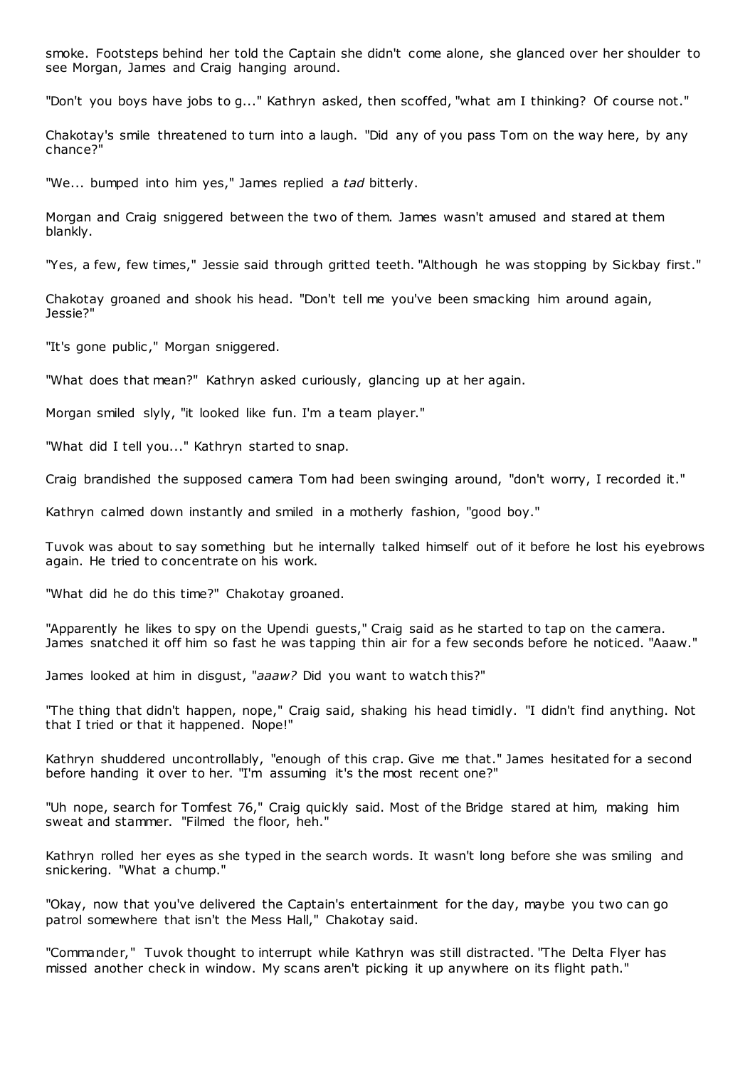smoke. Footsteps behind her told the Captain she didn't come alone, she glanced over her shoulder to see Morgan, James and Craig hanging around.

"Don't you boys have jobs to g..." Kathryn asked, then scoffed, "what am I thinking? Of course not."

Chakotay's smile threatened to turn into a laugh. "Did any of you pass Tom on the way here, by any chance?"

"We... bumped into him yes," James replied a *tad* bitterly.

Morgan and Craig sniggered between the two of them. James wasn't amused and stared at them blankly.

"Yes, a few, few times," Jessie said through gritted teeth. "Although he was stopping by Sickbay first."

Chakotay groaned and shook his head. "Don't tell me you've been smacking him around again, Jessie?"

"It's gone public," Morgan sniggered.

"What does that mean?" Kathryn asked curiously, glancing up at her again.

Morgan smiled slyly, "it looked like fun. I'm a team player."

"What did I tell you..." Kathryn started to snap.

Craig brandished the supposed camera Tom had been swinging around, "don't worry, I recorded it."

Kathryn calmed down instantly and smiled in a motherly fashion, "good boy."

Tuvok was about to say something but he internally talked himself out of it before he lost his eyebrows again. He tried to concentrate on his work.

"What did he do this time?" Chakotay groaned.

"Apparently he likes to spy on the Upendi guests," Craig said as he started to tap on the camera. James snatched it off him so fast he was tapping thin air for a few seconds before he noticed. "Aaaw."

James looked at him in disgust, "*aaaw?* Did you want to watch this?"

"The thing that didn't happen, nope," Craig said, shaking his head timidly. "I didn't find anything. Not that I tried or that it happened. Nope!"

Kathryn shuddered uncontrollably, "enough of this crap. Give me that." James hesitated for a second before handing it over to her. "I'm assuming it's the most recent one?"

"Uh nope, search for Tomfest 76," Craig quickly said. Most of the Bridge stared at him, making him sweat and stammer. "Filmed the floor, heh."

Kathryn rolled her eyes as she typed in the search words. It wasn't long before she was smiling and snickering. "What a chump."

"Okay, now that you've delivered the Captain's entertainment for the day, maybe you two can go patrol somewhere that isn't the Mess Hall," Chakotay said.

"Commander," Tuvok thought to interrupt while Kathryn was still distracted. "The Delta Flyer has missed another check in window. My scans aren't picking it up anywhere on its flight path."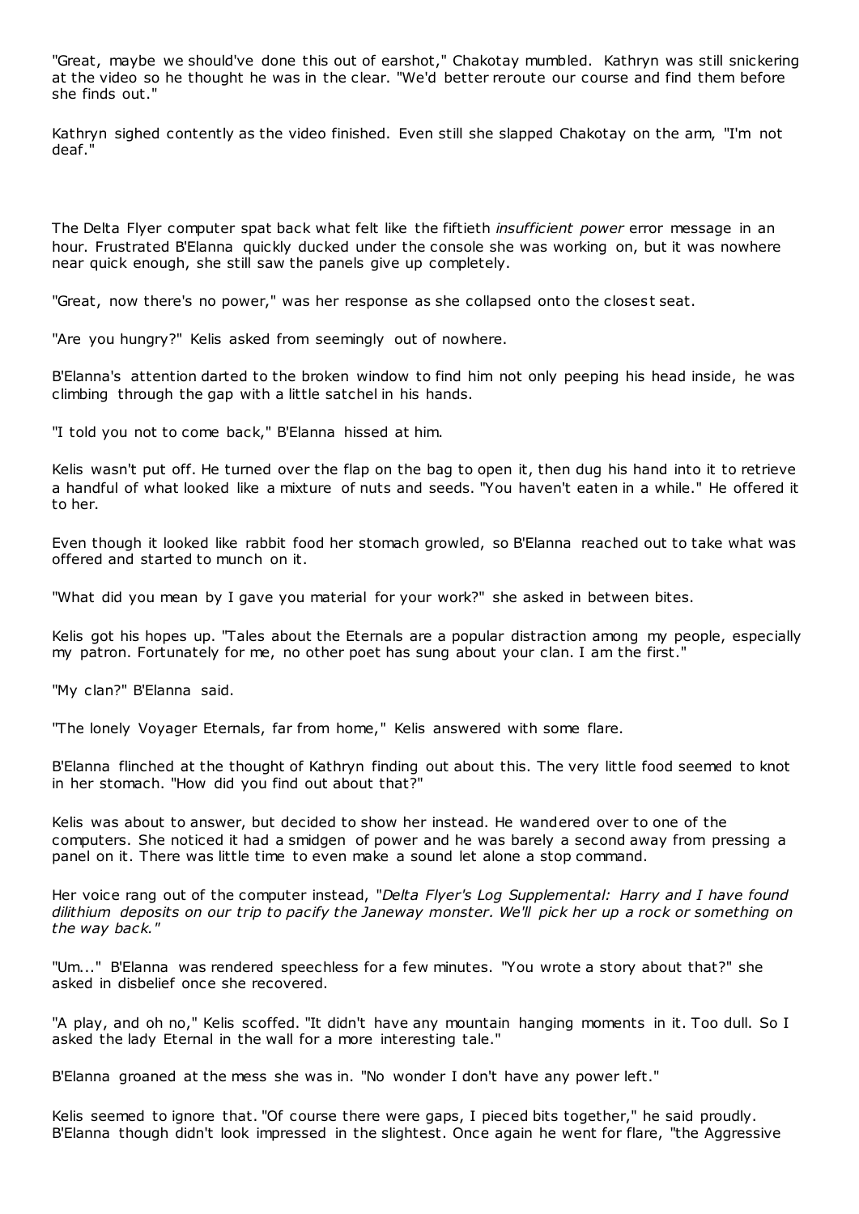"Great, maybe we should've done this out of earshot," Chakotay mumbled. Kathryn was still snickering at the video so he thought he was in the clear. "We'd better reroute our course and find them before she finds out."

Kathryn sighed contently as the video finished. Even still she slapped Chakotay on the arm, "I'm not deaf."

The Delta Flyer computer spat back what felt like the fiftieth *insufficient power* error message in an hour. Frustrated B'Elanna quickly ducked under the console she was working on, but it was nowhere near quick enough, she still saw the panels give up completely.

"Great, now there's no power," was her response as she collapsed onto the closest seat.

"Are you hungry?" Kelis asked from seemingly out of nowhere.

B'Elanna's attention darted to the broken window to find him not only peeping his head inside, he was climbing through the gap with a little satchel in his hands.

"I told you not to come back," B'Elanna hissed at him.

Kelis wasn't put off. He turned over the flap on the bag to open it, then dug his hand into it to retrieve a handful of what looked like a mixture of nuts and seeds. "You haven't eaten in a while." He offered it to her.

Even though it looked like rabbit food her stomach growled, so B'Elanna reached out to take what was offered and started to munch on it.

"What did you mean by I gave you material for your work?" she asked in between bites.

Kelis got his hopes up. "Tales about the Eternals are a popular distraction among my people, especially my patron. Fortunately for me, no other poet has sung about your clan. I am the first."

"My clan?" B'Elanna said.

"The lonely Voyager Eternals, far from home," Kelis answered with some flare.

B'Elanna flinched at the thought of Kathryn finding out about this. The very little food seemed to knot in her stomach. "How did you find out about that?"

Kelis was about to answer, but decided to show her instead. He wandered over to one of the computers. She noticed it had a smidgen of power and he was barely a second away from pressing a panel on it. There was little time to even make a sound let alone a stop command.

Her voice rang out of the computer instead, "*Delta Flyer's Log Supplemental: Harry and I have found dilithium deposits on our trip to pacify the Janeway monster. We'll pick her up a rock or something on the way back.*"

"Um..." B'Elanna was rendered speechless for a few minutes. "You wrote a story about that?" she asked in disbelief once she recovered.

"A play, and oh no," Kelis scoffed. "It didn't have any mountain hanging moments in it. Too dull. So I asked the lady Eternal in the wall for a more interesting tale."

B'Elanna groaned at the mess she was in. "No wonder I don't have any power left."

Kelis seemed to ignore that. "Of course there were gaps, I pieced bits together," he said proudly. B'Elanna though didn't look impressed in the slightest. Once again he went for flare, "the Aggressive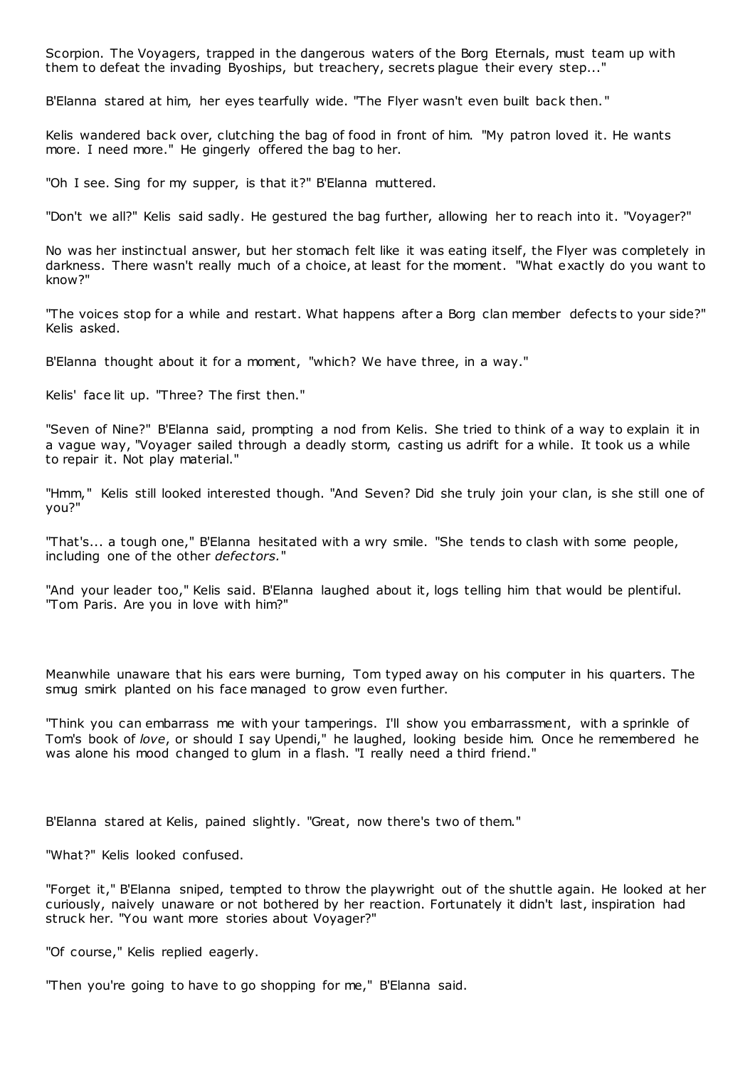Scorpion. The Voyagers, trapped in the dangerous waters of the Borg Eternals, must team up with them to defeat the invading Byoships, but treachery, secrets plague their every step..."

B'Elanna stared at him, her eyes tearfully wide. "The Flyer wasn't even built back then."

Kelis wandered back over, clutching the bag of food in front of him. "My patron loved it. He wants more. I need more." He gingerly offered the bag to her.

"Oh I see. Sing for my supper, is that it?" B'Elanna muttered.

"Don't we all?" Kelis said sadly. He gestured the bag further, allowing her to reach into it. "Voyager?"

No was her instinctual answer, but her stomach felt like it was eating itself, the Flyer was completely in darkness. There wasn't really much of a choice, at least for the moment. "What exactly do you want to know?"

"The voices stop for a while and restart. What happens after a Borg clan member defects to your side?" Kelis asked.

B'Elanna thought about it for a moment, "which? We have three, in a way."

Kelis' face lit up. "Three? The first then."

"Seven of Nine?" B'Elanna said, prompting a nod from Kelis. She tried to think of a way to explain it in a vague way, "Voyager sailed through a deadly storm, casting us adrift for a while. It took us a while to repair it. Not play material."

"Hmm," Kelis still looked interested though. "And Seven? Did she truly join your clan, is she still one of you?"

"That's... a tough one," B'Elanna hesitated with a wry smile. "She tends to clash with some people, including one of the other *defectors.*"

"And your leader too," Kelis said. B'Elanna laughed about it, logs telling him that would be plentiful. "Tom Paris. Are you in love with him?"

Meanwhile unaware that his ears were burning, Tom typed away on his computer in his quarters. The smug smirk planted on his face managed to grow even further.

"Think you can embarrass me with your tamperings. I'll show you embarrassment, with a sprinkle of Tom's book of *love*, or should I say Upendi," he laughed, looking beside him. Once he remembered he was alone his mood changed to glum in a flash. "I really need a third friend."

B'Elanna stared at Kelis, pained slightly. "Great, now there's two of them."

"What?" Kelis looked confused.

"Forget it," B'Elanna sniped, tempted to throw the playwright out of the shuttle again. He looked at her curiously, naively unaware or not bothered by her reaction. Fortunately it didn't last, inspiration had struck her. "You want more stories about Voyager?"

"Of course," Kelis replied eagerly.

"Then you're going to have to go shopping for me," B'Elanna said.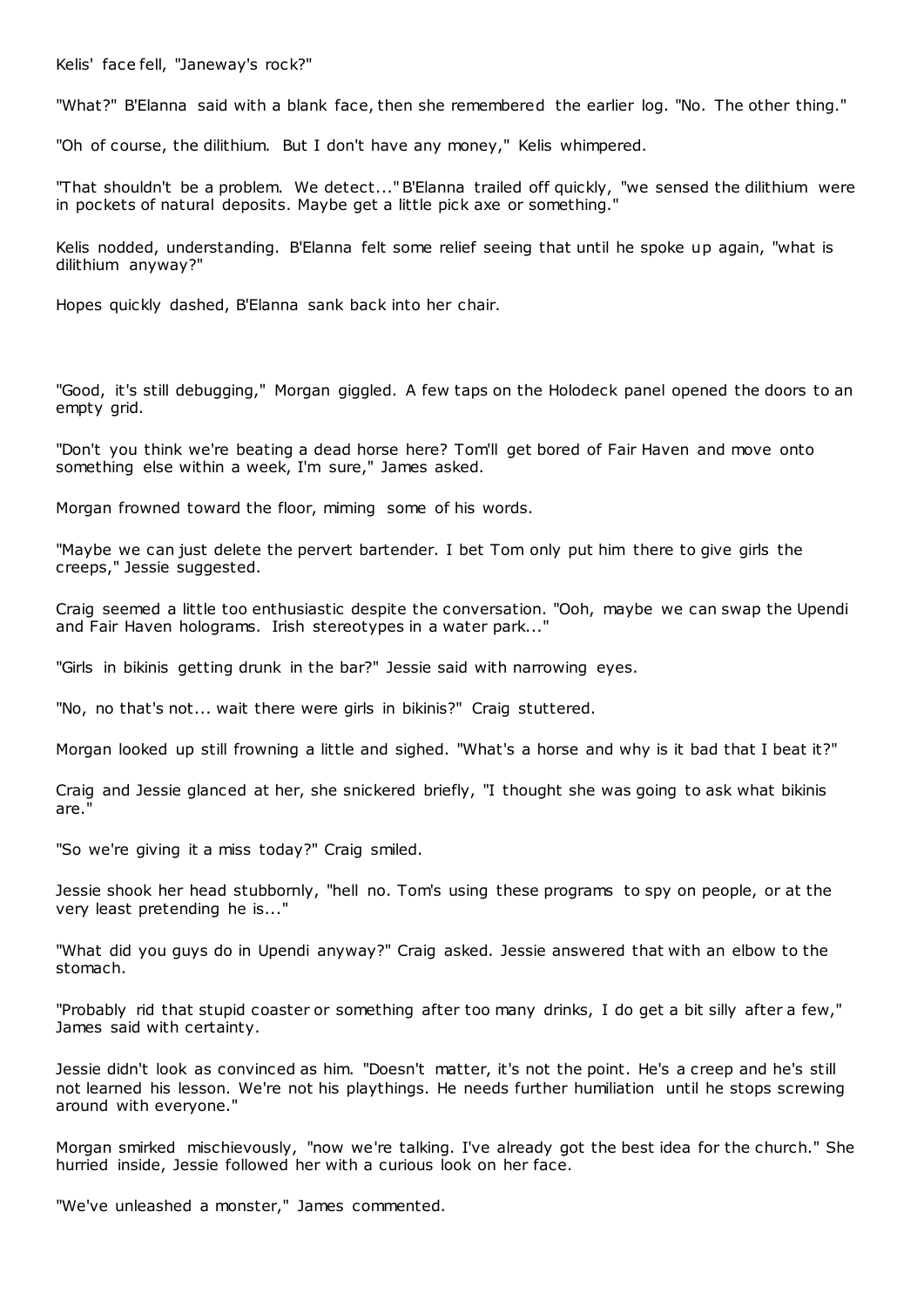Kelis' face fell, "Janeway's rock?"

"What?" B'Elanna said with a blank face, then she remembered the earlier log. "No. The other thing."

"Oh of course, the dilithium. But I don't have any money," Kelis whimpered.

"That shouldn't be a problem. We detect..." B'Elanna trailed off quickly, "we sensed the dilithium were in pockets of natural deposits. Maybe get a little pick axe or something."

Kelis nodded, understanding. B'Elanna felt some relief seeing that until he spoke up again, "what is dilithium anyway?"

Hopes quickly dashed, B'Elanna sank back into her chair.

"Good, it's still debugging," Morgan giggled. A few taps on the Holodeck panel opened the doors to an empty grid.

"Don't you think we're beating a dead horse here? Tom'll get bored of Fair Haven and move onto something else within a week, I'm sure," James asked.

Morgan frowned toward the floor, miming some of his words.

"Maybe we can just delete the pervert bartender. I bet Tom only put him there to give girls the creeps," Jessie suggested.

Craig seemed a little too enthusiastic despite the conversation. "Ooh, maybe we can swap the Upendi and Fair Haven holograms. Irish stereotypes in a water park..."

"Girls in bikinis getting drunk in the bar?" Jessie said with narrowing eyes.

"No, no that's not... wait there were girls in bikinis?" Craig stuttered.

Morgan looked up still frowning a little and sighed. "What's a horse and why is it bad that I beat it?"

Craig and Jessie glanced at her, she snickered briefly, "I thought she was going to ask what bikinis are."

"So we're giving it a miss today?" Craig smiled.

Jessie shook her head stubbornly, "hell no. Tom's using these programs to spy on people, or at the very least pretending he is..."

"What did you guys do in Upendi anyway?" Craig asked. Jessie answered that with an elbow to the stomach.

"Probably rid that stupid coaster or something after too many drinks, I do get a bit silly after a few," James said with certainty.

Jessie didn't look as convinced as him. "Doesn't matter, it's not the point. He's a creep and he's still not learned his lesson. We're not his playthings. He needs further humiliation until he stops screwing around with everyone."

Morgan smirked mischievously, "now we're talking. I've already got the best idea for the church." She hurried inside, Jessie followed her with a curious look on her face.

"We've unleashed a monster," James commented.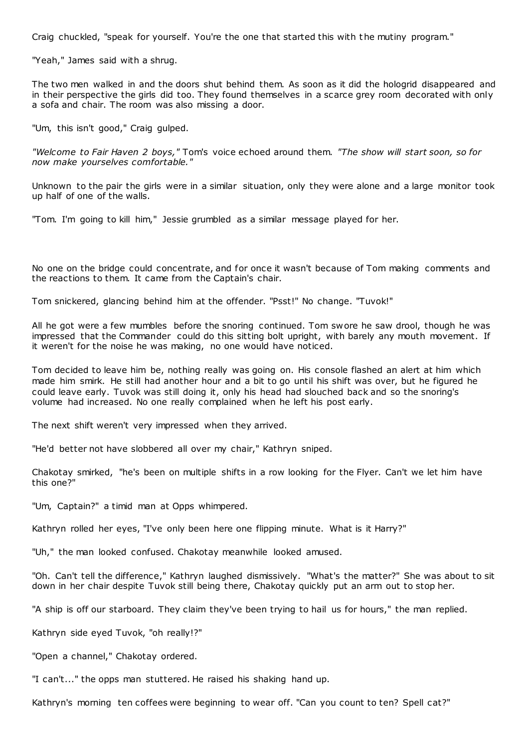Craig chuckled, "speak for yourself. You're the one that started this with the mutiny program."

"Yeah," James said with a shrug.

The two men walked in and the doors shut behind them. As soon as it did the hologrid disappeared and in their perspective the girls did too. They found themselves in a scarce grey room decorated with only a sofa and chair. The room was also missing a door.

"Um, this isn't good," Craig gulped.

*"Welcome to Fair Haven 2 boys,"* Tom's voice echoed around them. *"The show will start soon, so for now make yourselves comfortable."*

Unknown to the pair the girls were in a similar situation, only they were alone and a large monitor took up half of one of the walls.

"Tom. I'm going to kill him," Jessie grumbled as a similar message played for her.

No one on the bridge could concentrate, and for once it wasn't because of Tom making comments and the reactions to them. It came from the Captain's chair.

Tom snickered, glancing behind him at the offender. "Psst!" No change. "Tuvok!"

All he got were a few mumbles before the snoring continued. Tom swore he saw drool, though he was impressed that the Commander could do this sitting bolt upright, with barely any mouth movement. If it weren't for the noise he was making, no one would have noticed.

Tom decided to leave him be, nothing really was going on. His console flashed an alert at him which made him smirk. He still had another hour and a bit to go until his shift was over, but he figured he could leave early. Tuvok was still doing it, only his head had slouched back and so the snoring's volume had increased. No one really complained when he left his post early.

The next shift weren't very impressed when they arrived.

"He'd better not have slobbered all over my chair," Kathryn sniped.

Chakotay smirked, "he's been on multiple shifts in a row looking for the Flyer. Can't we let him have this one?"

"Um, Captain?" a timid man at Opps whimpered.

Kathryn rolled her eyes, "I've only been here one flipping minute. What is it Harry?"

"Uh," the man looked confused. Chakotay meanwhile looked amused.

"Oh. Can't tell the difference," Kathryn laughed dismissively. "What's the matter?" She was about to sit down in her chair despite Tuvok still being there, Chakotay quickly put an arm out to stop her.

"A ship is off our starboard. They claim they've been trying to hail us for hours," the man replied.

Kathryn side eyed Tuvok, "oh really!?"

"Open a channel," Chakotay ordered.

"I can't..." the opps man stuttered. He raised his shaking hand up.

Kathryn's morning ten coffees were beginning to wear off. "Can you count to ten? Spell cat?"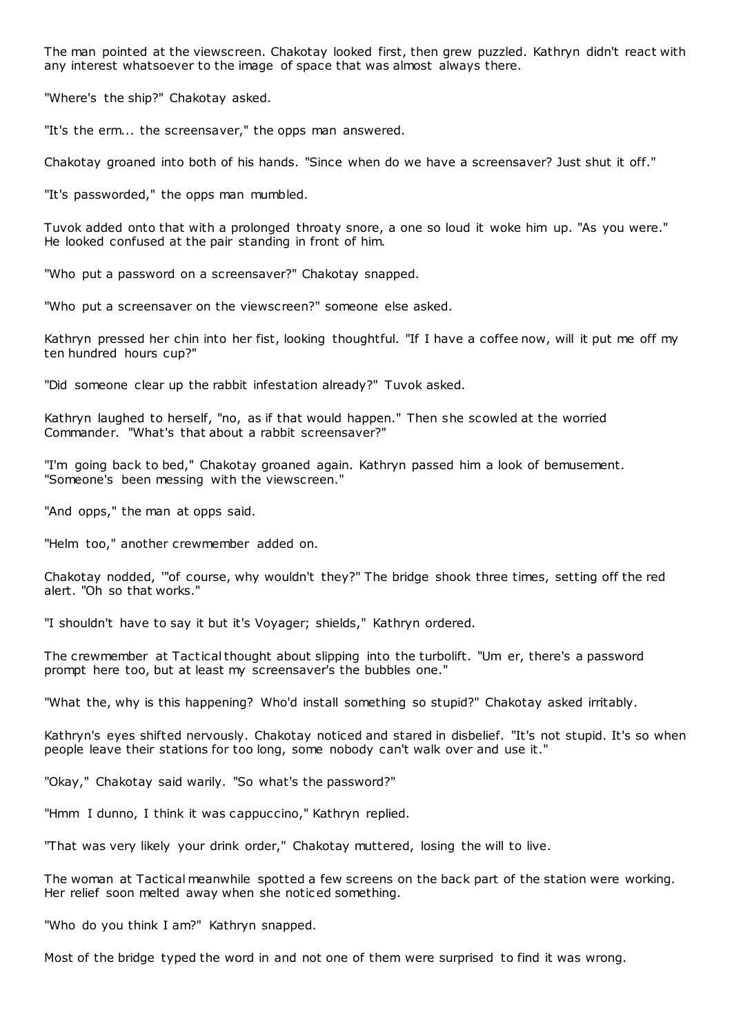The man pointed at the viewscreen. Chakotay looked first, then grew puzzled. Kathryn didn't react with any interest whatsoever to the image of space that was almost always there.

"Where's the ship?" Chakotay asked.

"It's the erm... the screensaver," the opps man answered.

Chakotay groaned into both of his hands. "Since when do we have a screensaver? Just shut it off."

"It's passworded," the opps man mumbled.

Tuvok added onto that with a prolonged throaty snore, a one so loud it woke him up. "As you were." He looked confused at the pair standing in front of him.

"Who put a password on a screensaver?" Chakotay snapped.

"Who put a screensaver on the viewscreen?" someone else asked.

Kathryn pressed her chin into her fist, looking thoughtful. "If I have a coffee now, will it put me off my ten hundred hours cup?"

"Did someone clear up the rabbit infestation already?" Tuvok asked.

Kathryn laughed to herself, "no, as if that would happen." Then she scowled at the worried Commander. "What's that about a rabbit screensaver?"

"I'm going back to bed," Chakotay groaned again. Kathryn passed him a look of bemusement. "Someone's been messing with the viewscreen."

"And opps," the man at opps said.

"Helm too," another crewmember added on.

Chakotay nodded, '"of course, why wouldn't they?" The bridge shook three times, setting off the red alert. "Oh so that works."

"I shouldn't have to say it but it's Voyager; shields," Kathryn ordered.

The crewmember at Tactical thought about slipping into the turbolift. "Um er, there's a password prompt here too, but at least my screensaver's the bubbles one."

"What the, why is this happening? Who'd install something so stupid?" Chakotay asked irritably.

Kathryn's eyes shifted nervously. Chakotay noticed and stared in disbelief. "It's not stupid. It's so when people leave their stations for too long, some nobody can't walk over and use it."

"Okay," Chakotay said warily. "So what's the password?"

"Hmm I dunno, I think it was cappuccino," Kathryn replied.

"That was very likely your drink order," Chakotay muttered, losing the will to live.

The woman at Tactical meanwhile spotted a few screens on the back part of the station were working. Her relief soon melted away when she noticed something.

"Who do you think I am?" Kathryn snapped.

Most of the bridge typed the word in and not one of them were surprised to find it was wrong.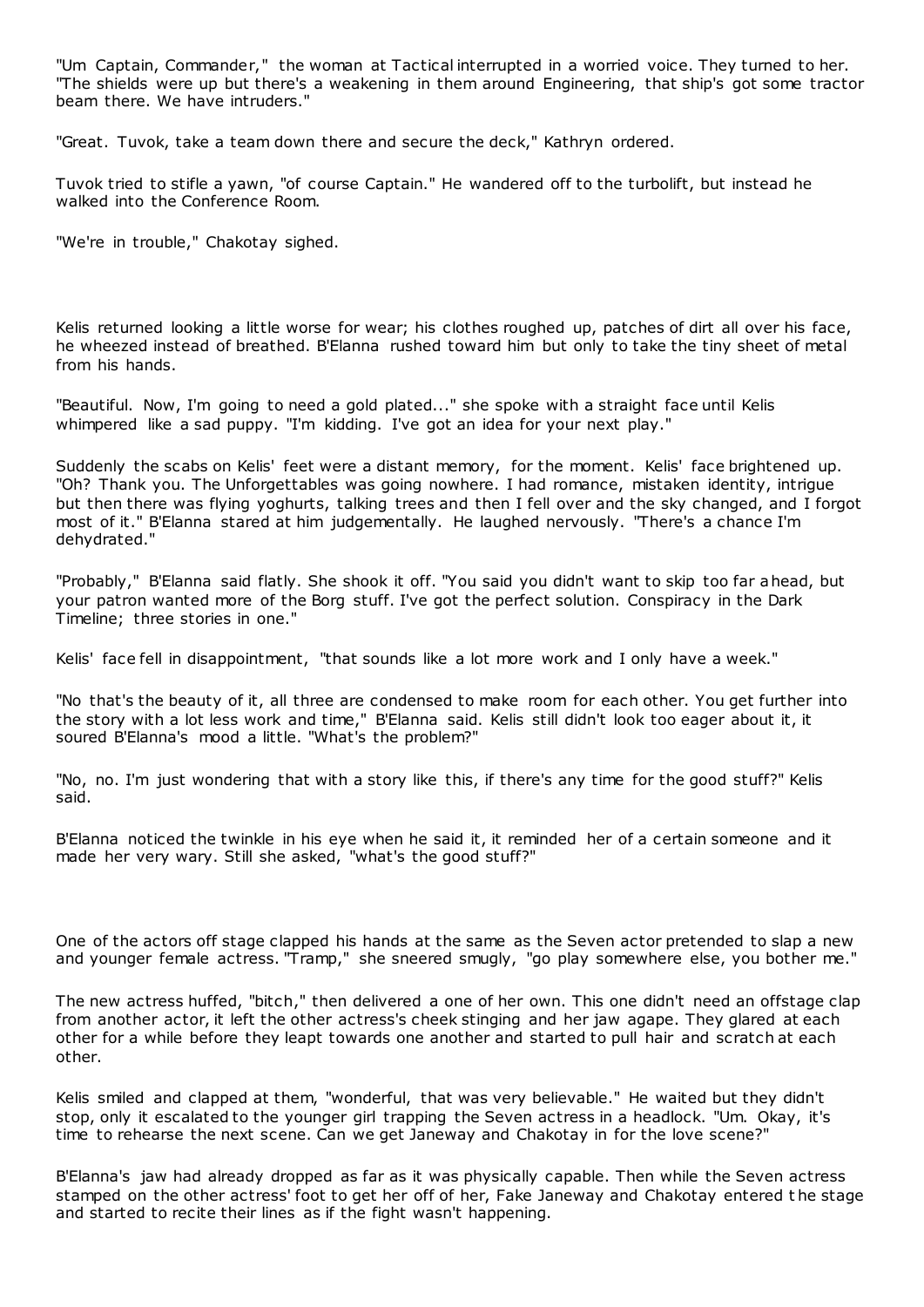"Um Captain, Commander," the woman at Tactical interrupted in a worried voice. They turned to her. "The shields were up but there's a weakening in them around Engineering, that ship's got some tractor beam there. We have intruders."

"Great. Tuvok, take a team down there and secure the deck," Kathryn ordered.

Tuvok tried to stifle a yawn, "of course Captain." He wandered off to the turbolift, but instead he walked into the Conference Room.

"We're in trouble," Chakotay sighed.

Kelis returned looking a little worse for wear; his clothes roughed up, patches of dirt all over his face, he wheezed instead of breathed. B'Elanna rushed toward him but only to take the tiny sheet of metal from his hands.

"Beautiful. Now, I'm going to need a gold plated..." she spoke with a straight face until Kelis whimpered like a sad puppy. "I'm kidding. I've got an idea for your next play."

Suddenly the scabs on Kelis' feet were a distant memory, for the moment. Kelis' face brightened up. "Oh? Thank you. The Unforgettables was going nowhere. I had romance, mistaken identity, intrigue but then there was flying yoghurts, talking trees and then I fell over and the sky changed, and I forgot most of it." B'Elanna stared at him judgementally. He laughed nervously. "There's a chance I'm dehydrated."

"Probably," B'Elanna said flatly. She shook it off. "You said you didn't want to skip too far ahead, but your patron wanted more of the Borg stuff. I've got the perfect solution. Conspiracy in the Dark Timeline; three stories in one."

Kelis' face fell in disappointment, "that sounds like a lot more work and I only have a week."

"No that's the beauty of it, all three are condensed to make room for each other. You get further into the story with a lot less work and time," B'Elanna said. Kelis still didn't look too eager about it, it soured B'Elanna's mood a little. "What's the problem?"

"No, no. I'm just wondering that with a story like this, if there's any time for the good stuff?" Kelis said.

B'Elanna noticed the twinkle in his eye when he said it, it reminded her of a certain someone and it made her very wary. Still she asked, "what's the good stuff?"

One of the actors off stage clapped his hands at the same as the Seven actor pretended to slap a new and younger female actress. "Tramp," she sneered smugly, "go play somewhere else, you bother me."

The new actress huffed, "bitch," then delivered a one of her own. This one didn't need an offstage clap from another actor, it left the other actress's cheek stinging and her jaw agape. They glared at each other for a while before they leapt towards one another and started to pull hair and scratch at each other.

Kelis smiled and clapped at them, "wonderful, that was very believable." He waited but they didn't stop, only it escalated to the younger girl trapping the Seven actress in a headlock. "Um. Okay, it's time to rehearse the next scene. Can we get Janeway and Chakotay in for the love scene?"

B'Elanna's jaw had already dropped as far as it was physically capable. Then while the Seven actress stamped on the other actress' foot to get her off of her, Fake Janeway and Chakotay entered the stage and started to recite their lines as if the fight wasn't happening.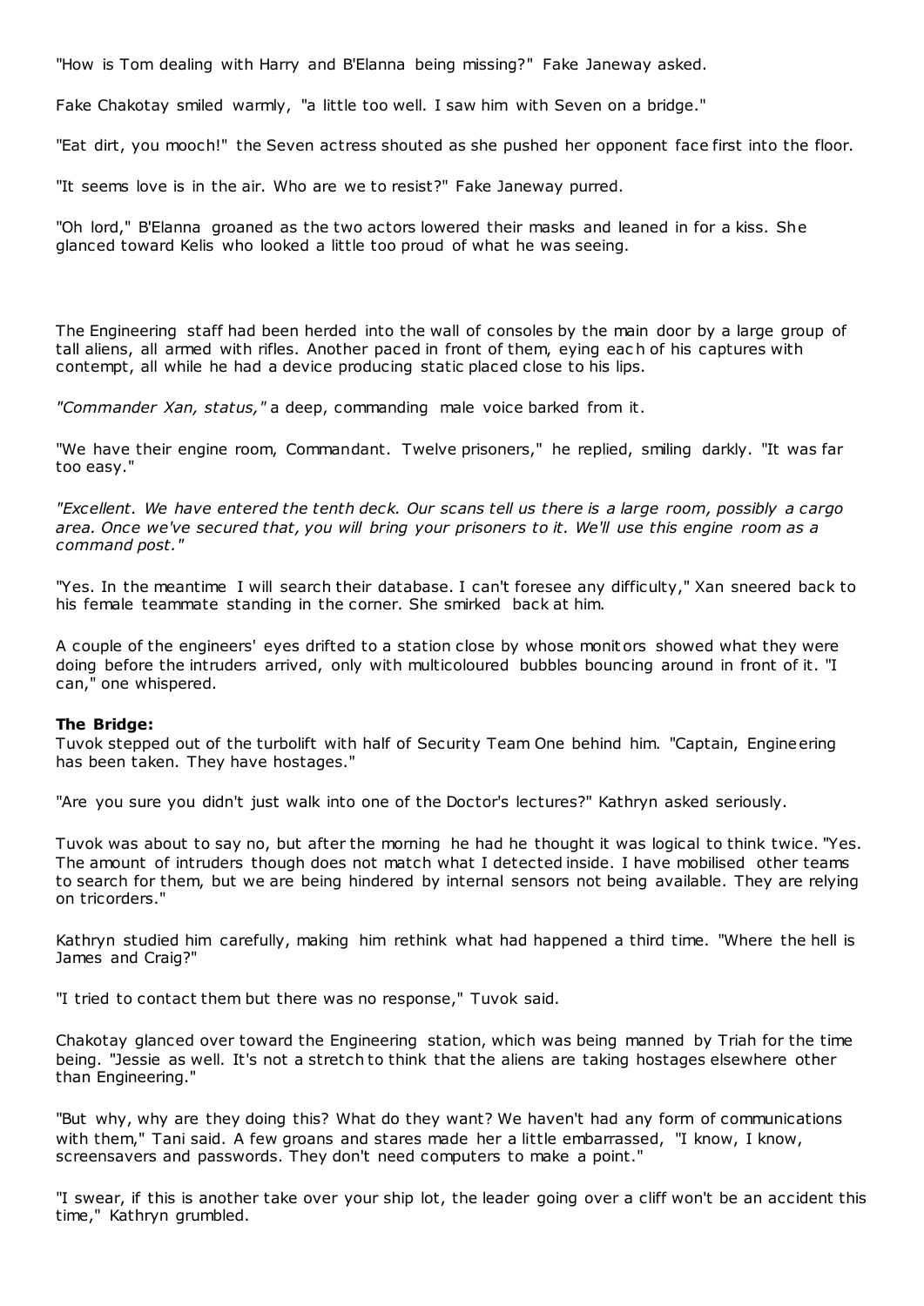"How is Tom dealing with Harry and B'Elanna being missing?" Fake Janeway asked.

Fake Chakotay smiled warmly, "a little too well. I saw him with Seven on a bridge."

"Eat dirt, you mooch!" the Seven actress shouted as she pushed her opponent face first into the floor.

"It seems love is in the air. Who are we to resist?" Fake Janeway purred.

"Oh lord," B'Elanna groaned as the two actors lowered their masks and leaned in for a kiss. She glanced toward Kelis who looked a little too proud of what he was seeing.

The Engineering staff had been herded into the wall of consoles by the main door by a large group of tall aliens, all armed with rifles. Another paced in front of them, eying each of his captures with contempt, all while he had a device producing static placed close to his lips.

*"Commander Xan, status,"* a deep, commanding male voice barked from it.

"We have their engine room, Commandant. Twelve prisoners," he replied, smiling darkly. "It was far too easy."

*"Excellent. We have entered the tenth deck. Our scans tell us there is a large room, possibly a cargo area. Once we've secured that, you will bring your prisoners to it. We'll use this engine room as a command post."*

"Yes. In the meantime I will search their database. I can't foresee any difficulty," Xan sneered back to his female teammate standing in the corner. She smirked back at him.

A couple of the engineers' eyes drifted to a station close by whose monitors showed what they were doing before the intruders arrived, only with multicoloured bubbles bouncing around in front of it. "I can," one whispered.

**The Bridge:**
Tuvok stepped out of the turbolift with half of Security Team One behind him. "Captain, Engineering has been taken. They have hostages."

"Are you sure you didn't just walk into one of the Doctor's lectures?" Kathryn asked seriously.

Tuvok was about to say no, but after the morning he had he thought it was logical to think twice. "Yes. The amount of intruders though does not match what I detected inside. I have mobilised other teams to search for them, but we are being hindered by internal sensors not being available. They are relying on tricorders."

Kathryn studied him carefully, making him rethink what had happened a third time. "Where the hell is James and Craig?"

"I tried to contact them but there was no response," Tuvok said.

Chakotay glanced over toward the Engineering station, which was being manned by Triah for the time being. "Jessie as well. It's not a stretch to think that the aliens are taking hostages elsewhere other than Engineering."

"But why, why are they doing this? What do they want? We haven't had any form of communications with them," Tani said. A few groans and stares made her a little embarrassed, "I know, I know, screensavers and passwords. They don't need computers to make a point."

"I swear, if this is another take over your ship lot, the leader going over a cliff won't be an accident this time," Kathryn grumbled.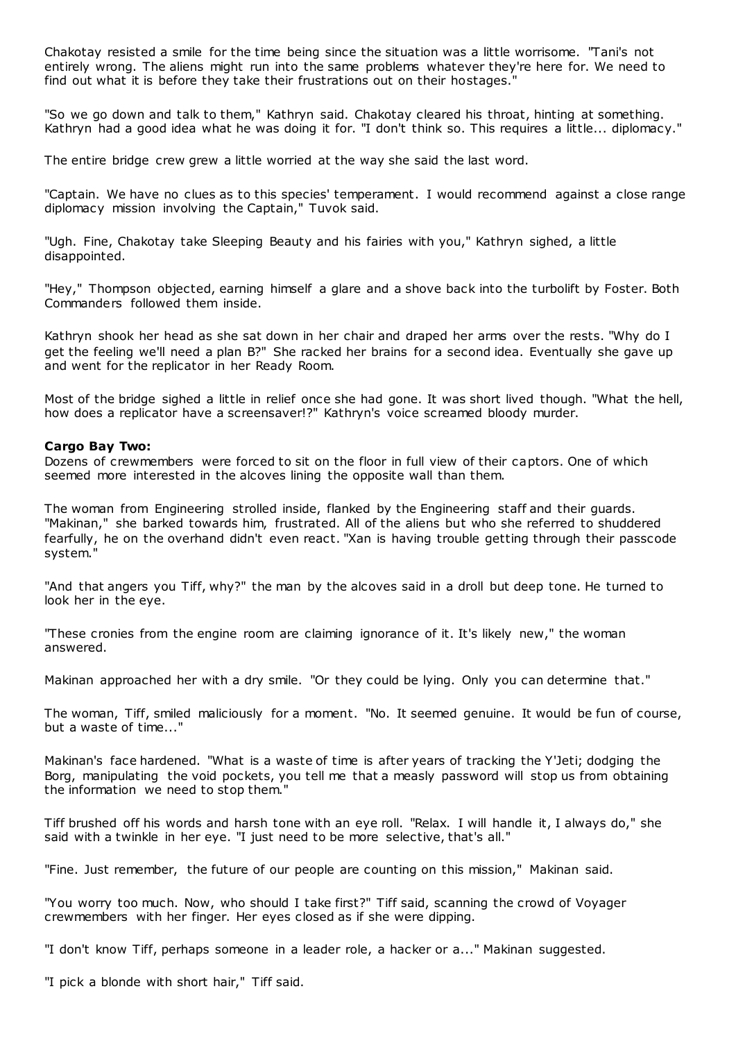Chakotay resisted a smile for the time being since the situation was a little worrisome. "Tani's not entirely wrong. The aliens might run into the same problems whatever they're here for. We need to find out what it is before they take their frustrations out on their hostages."

"So we go down and talk to them," Kathryn said. Chakotay cleared his throat, hinting at something. Kathryn had a good idea what he was doing it for. "I don't think so. This requires a little... diplomacy."

The entire bridge crew grew a little worried at the way she said the last word.

"Captain. We have no clues as to this species' temperament. I would recommend against a close range diplomacy mission involving the Captain," Tuvok said.

"Ugh. Fine, Chakotay take Sleeping Beauty and his fairies with you," Kathryn sighed, a little disappointed.

"Hey," Thompson objected, earning himself a glare and a shove back into the turbolift by Foster. Both Commanders followed them inside.

Kathryn shook her head as she sat down in her chair and draped her arms over the rests. "Why do I get the feeling we'll need a plan B?" She racked her brains for a second idea. Eventually she gave up and went for the replicator in her Ready Room.

Most of the bridge sighed a little in relief once she had gone. It was short lived though. "What the hell, how does a replicator have a screensaver!?" Kathryn's voice screamed bloody murder.

**Cargo Bay Two:**
Dozens of crewmembers were forced to sit on the floor in full view of their captors. One of which seemed more interested in the alcoves lining the opposite wall than them.

The woman from Engineering strolled inside, flanked by the Engineering staff and their guards. "Makinan," she barked towards him, frustrated. All of the aliens but who she referred to shuddered fearfully, he on the overhand didn't even react. "Xan is having trouble getting through their passcode system."

"And that angers you Tiff, why?" the man by the alcoves said in a droll but deep tone. He turned to look her in the eye.

"These cronies from the engine room are claiming ignorance of it. It's likely new," the woman answered.

Makinan approached her with a dry smile. "Or they could be lying. Only you can determine that."

The woman, Tiff, smiled maliciously for a moment. "No. It seemed genuine. It would be fun of course, but a waste of time..."

Makinan's face hardened. "What is a waste of time is after years of tracking the Y'Jeti; dodging the Borg, manipulating the void pockets, you tell me that a measly password will stop us from obtaining the information we need to stop them."

Tiff brushed off his words and harsh tone with an eye roll. "Relax. I will handle it, I always do," she said with a twinkle in her eye. "I just need to be more selective, that's all."

"Fine. Just remember, the future of our people are counting on this mission," Makinan said.

"You worry too much. Now, who should I take first?" Tiff said, scanning the crowd of Voyager crewmembers with her finger. Her eyes closed as if she were dipping.

"I don't know Tiff, perhaps someone in a leader role, a hacker or a..." Makinan suggested.

"I pick a blonde with short hair," Tiff said.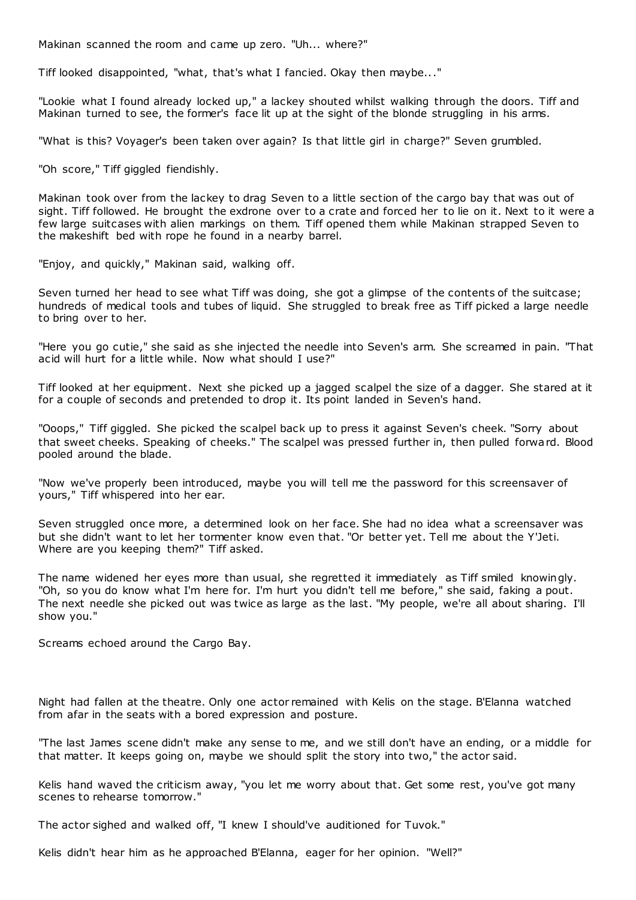Makinan scanned the room and came up zero. "Uh... where?"

Tiff looked disappointed, "what, that's what I fancied. Okay then maybe..."

"Lookie what I found already locked up," a lackey shouted whilst walking through the doors. Tiff and Makinan turned to see, the former's face lit up at the sight of the blonde struggling in his arms.

"What is this? Voyager's been taken over again? Is that little girl in charge?" Seven grumbled.

"Oh score," Tiff giggled fiendishly.

Makinan took over from the lackey to drag Seven to a little section of the cargo bay that was out of sight. Tiff followed. He brought the exdrone over to a crate and forced her to lie on it. Next to it were a few large suitcases with alien markings on them. Tiff opened them while Makinan strapped Seven to the makeshift bed with rope he found in a nearby barrel.

"Enjoy, and quickly," Makinan said, walking off.

Seven turned her head to see what Tiff was doing, she got a glimpse of the contents of the suitcase; hundreds of medical tools and tubes of liquid. She struggled to break free as Tiff picked a large needle to bring over to her.

"Here you go cutie," she said as she injected the needle into Seven's arm. She screamed in pain. "That acid will hurt for a little while. Now what should I use?"

Tiff looked at her equipment. Next she picked up a jagged scalpel the size of a dagger. She stared at it for a couple of seconds and pretended to drop it. Its point landed in Seven's hand.

"Ooops," Tiff giggled. She picked the scalpel back up to press it against Seven's cheek. "Sorry about that sweet cheeks. Speaking of cheeks." The scalpel was pressed further in, then pulled forward. Blood pooled around the blade.

"Now we've properly been introduced, maybe you will tell me the password for this screensaver of yours," Tiff whispered into her ear.

Seven struggled once more, a determined look on her face. She had no idea what a screensaver was but she didn't want to let her tormenter know even that. "Or better yet. Tell me about the Y'Jeti. Where are you keeping them?" Tiff asked.

The name widened her eyes more than usual, she regretted it immediately as Tiff smiled knowingly. "Oh, so you do know what I'm here for. I'm hurt you didn't tell me before," she said, faking a pout. The next needle she picked out was twice as large as the last. "My people, we're all about sharing. I'll show you."

Screams echoed around the Cargo Bay.

Night had fallen at the theatre. Only one actor remained with Kelis on the stage. B'Elanna watched from afar in the seats with a bored expression and posture.

"The last James scene didn't make any sense to me, and we still don't have an ending, or a middle for that matter. It keeps going on, maybe we should split the story into two," the actor said.

Kelis hand waved the criticism away, "you let me worry about that. Get some rest, you've got many scenes to rehearse tomorrow."

The actor sighed and walked off, "I knew I should've auditioned for Tuvok."

Kelis didn't hear him as he approached B'Elanna, eager for her opinion. "Well?"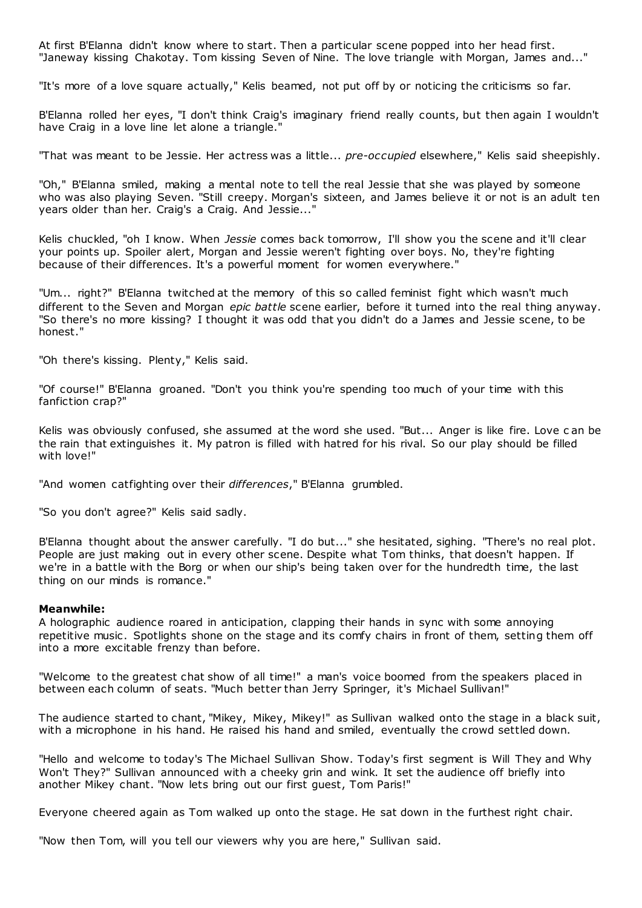At first B'Elanna didn't know where to start. Then a particular scene popped into her head first. "Janeway kissing Chakotay. Tom kissing Seven of Nine. The love triangle with Morgan, James and..."

"It's more of a love square actually," Kelis beamed, not put off by or noticing the criticisms so far.

B'Elanna rolled her eyes, "I don't think Craig's imaginary friend really counts, but then again I wouldn't have Craig in a love line let alone a triangle."

"That was meant to be Jessie. Her actress was a little... *pre-occupied* elsewhere," Kelis said sheepishly.

"Oh," B'Elanna smiled, making a mental note to tell the real Jessie that she was played by someone who was also playing Seven. "Still creepy. Morgan's sixteen, and James believe it or not is an adult ten years older than her. Craig's a Craig. And Jessie..."

Kelis chuckled, "oh I know. When *Jessie* comes back tomorrow, I'll show you the scene and it'll clear your points up. Spoiler alert, Morgan and Jessie weren't fighting over boys. No, they're fighting because of their differences. It's a powerful moment for women everywhere."

"Um... right?" B'Elanna twitched at the memory of this so called feminist fight which wasn't much different to the Seven and Morgan *epic battle* scene earlier, before it turned into the real thing anyway. "So there's no more kissing? I thought it was odd that you didn't do a James and Jessie scene, to be honest."

"Oh there's kissing. Plenty," Kelis said.

"Of course!" B'Elanna groaned. "Don't you think you're spending too much of your time with this fanfiction crap?"

Kelis was obviously confused, she assumed at the word she used. "But... Anger is like fire. Love can be the rain that extinguishes it. My patron is filled with hatred for his rival. So our play should be filled with love!"

"And women catfighting over their *differences*," B'Elanna grumbled.

"So you don't agree?" Kelis said sadly.

B'Elanna thought about the answer carefully. "I do but..." she hesitated, sighing. "There's no real plot. People are just making out in every other scene. Despite what Tom thinks, that doesn't happen. If we're in a battle with the Borg or when our ship's being taken over for the hundredth time, the last thing on our minds is romance."

**Meanwhile:**
A holographic audience roared in anticipation, clapping their hands in sync with some annoying repetitive music. Spotlights shone on the stage and its comfy chairs in front of them, setting them off into a more excitable frenzy than before.

"Welcome to the greatest chat show of all time!" a man's voice boomed from the speakers placed in between each column of seats. "Much better than Jerry Springer, it's Michael Sullivan!"

The audience started to chant, "Mikey, Mikey, Mikey!" as Sullivan walked onto the stage in a black suit, with a microphone in his hand. He raised his hand and smiled, eventually the crowd settled down.

"Hello and welcome to today's The Michael Sullivan Show. Today's first segment is Will They and Why Won't They?" Sullivan announced with a cheeky grin and wink. It set the audience off briefly into another Mikey chant. "Now lets bring out our first guest, Tom Paris!"

Everyone cheered again as Tom walked up onto the stage. He sat down in the furthest right chair.

"Now then Tom, will you tell our viewers why you are here," Sullivan said.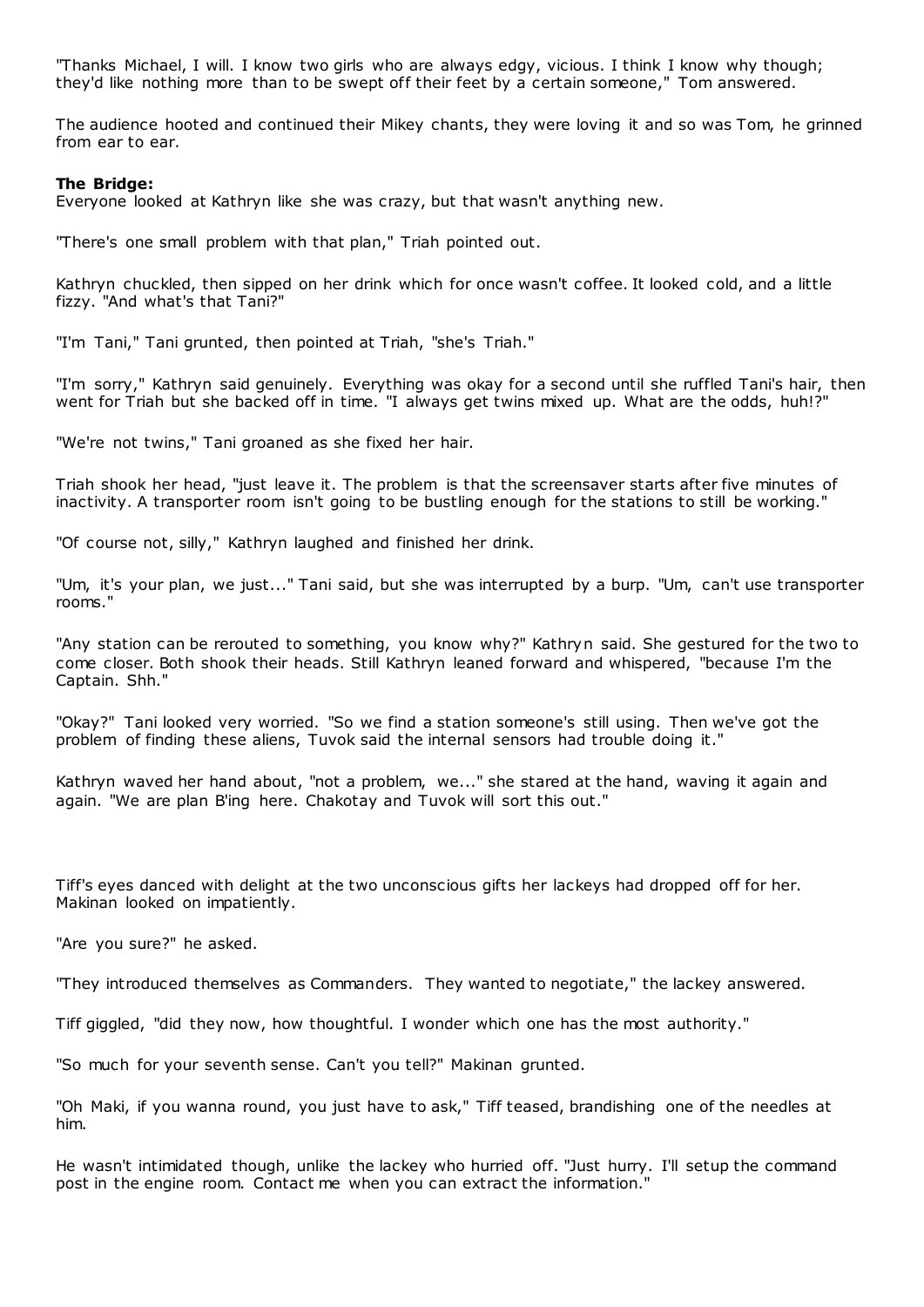"Thanks Michael, I will. I know two girls who are always edgy, vicious. I think I know why though; they'd like nothing more than to be swept off their feet by a certain someone," Tom answered.

The audience hooted and continued their Mikey chants, they were loving it and so was Tom, he grinned from ear to ear.

**The Bridge:**
Everyone looked at Kathryn like she was crazy, but that wasn't anything new.

"There's one small problem with that plan," Triah pointed out.

Kathryn chuckled, then sipped on her drink which for once wasn't coffee. It looked cold, and a little fizzy. "And what's that Tani?"

"I'm Tani," Tani grunted, then pointed at Triah, "she's Triah."

"I'm sorry," Kathryn said genuinely. Everything was okay for a second until she ruffled Tani's hair, then went for Triah but she backed off in time. "I always get twins mixed up. What are the odds, huh!?"

"We're not twins," Tani groaned as she fixed her hair.

Triah shook her head, "just leave it. The problem is that the screensaver starts after five minutes of inactivity. A transporter room isn't going to be bustling enough for the stations to still be working."

"Of course not, silly," Kathryn laughed and finished her drink.

"Um, it's your plan, we just..." Tani said, but she was interrupted by a burp. "Um, can't use transporter rooms."

"Any station can be rerouted to something, you know why?" Kathryn said. She gestured for the two to come closer. Both shook their heads. Still Kathryn leaned forward and whispered, "because I'm the Captain. Shh."

"Okay?" Tani looked very worried. "So we find a station someone's still using. Then we've got the problem of finding these aliens, Tuvok said the internal sensors had trouble doing it."

Kathryn waved her hand about, "not a problem, we..." she stared at the hand, waving it again and again. "We are plan B'ing here. Chakotay and Tuvok will sort this out."

Tiff's eyes danced with delight at the two unconscious gifts her lackeys had dropped off for her. Makinan looked on impatiently.

"Are you sure?" he asked.

"They introduced themselves as Commanders. They wanted to negotiate," the lackey answered.

Tiff giggled, "did they now, how thoughtful. I wonder which one has the most authority."

"So much for your seventh sense. Can't you tell?" Makinan grunted.

"Oh Maki, if you wanna round, you just have to ask," Tiff teased, brandishing one of the needles at him.

He wasn't intimidated though, unlike the lackey who hurried off. "Just hurry. I'll setup the command post in the engine room. Contact me when you can extract the information."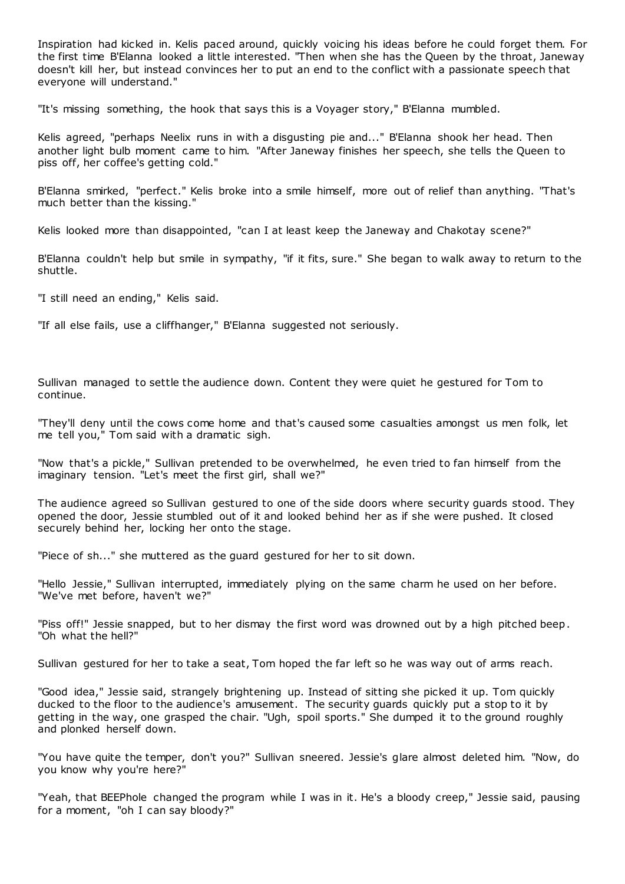Inspiration had kicked in. Kelis paced around, quickly voicing his ideas before he could forget them. For the first time B'Elanna looked a little interested. "Then when she has the Queen by the throat, Janeway doesn't kill her, but instead convinces her to put an end to the conflict with a passionate speech that everyone will understand."

"It's missing something, the hook that says this is a Voyager story," B'Elanna mumbled.

Kelis agreed, "perhaps Neelix runs in with a disgusting pie and..." B'Elanna shook her head. Then another light bulb moment came to him. "After Janeway finishes her speech, she tells the Queen to piss off, her coffee's getting cold."

B'Elanna smirked, "perfect." Kelis broke into a smile himself, more out of relief than anything. "That's much better than the kissing."

Kelis looked more than disappointed, "can I at least keep the Janeway and Chakotay scene?"

B'Elanna couldn't help but smile in sympathy, "if it fits, sure." She began to walk away to return to the shuttle.

"I still need an ending," Kelis said.

"If all else fails, use a cliffhanger," B'Elanna suggested not seriously.

Sullivan managed to settle the audience down. Content they were quiet he gestured for Tom to continue.

"They'll deny until the cows come home and that's caused some casualties amongst us men folk, let me tell you," Tom said with a dramatic sigh.

"Now that's a pickle," Sullivan pretended to be overwhelmed, he even tried to fan himself from the imaginary tension. "Let's meet the first girl, shall we?"

The audience agreed so Sullivan gestured to one of the side doors where security guards stood. They opened the door, Jessie stumbled out of it and looked behind her as if she were pushed. It closed securely behind her, locking her onto the stage.

"Piece of sh..." she muttered as the guard gestured for her to sit down.

"Hello Jessie," Sullivan interrupted, immediately plying on the same charm he used on her before. "We've met before, haven't we?"

"Piss off!" Jessie snapped, but to her dismay the first word was drowned out by a high pitched beep. "Oh what the hell?"

Sullivan gestured for her to take a seat, Tom hoped the far left so he was way out of arms reach.

"Good idea," Jessie said, strangely brightening up. Instead of sitting she picked it up. Tom quickly ducked to the floor to the audience's amusement. The security guards quickly put a stop to it by getting in the way, one grasped the chair. "Ugh, spoil sports." She dumped it to the ground roughly and plonked herself down.

"You have quite the temper, don't you?" Sullivan sneered. Jessie's glare almost deleted him. "Now, do you know why you're here?"

"Yeah, that BEEPhole changed the program while I was in it. He's a bloody creep," Jessie said, pausing for a moment, "oh I can say bloody?"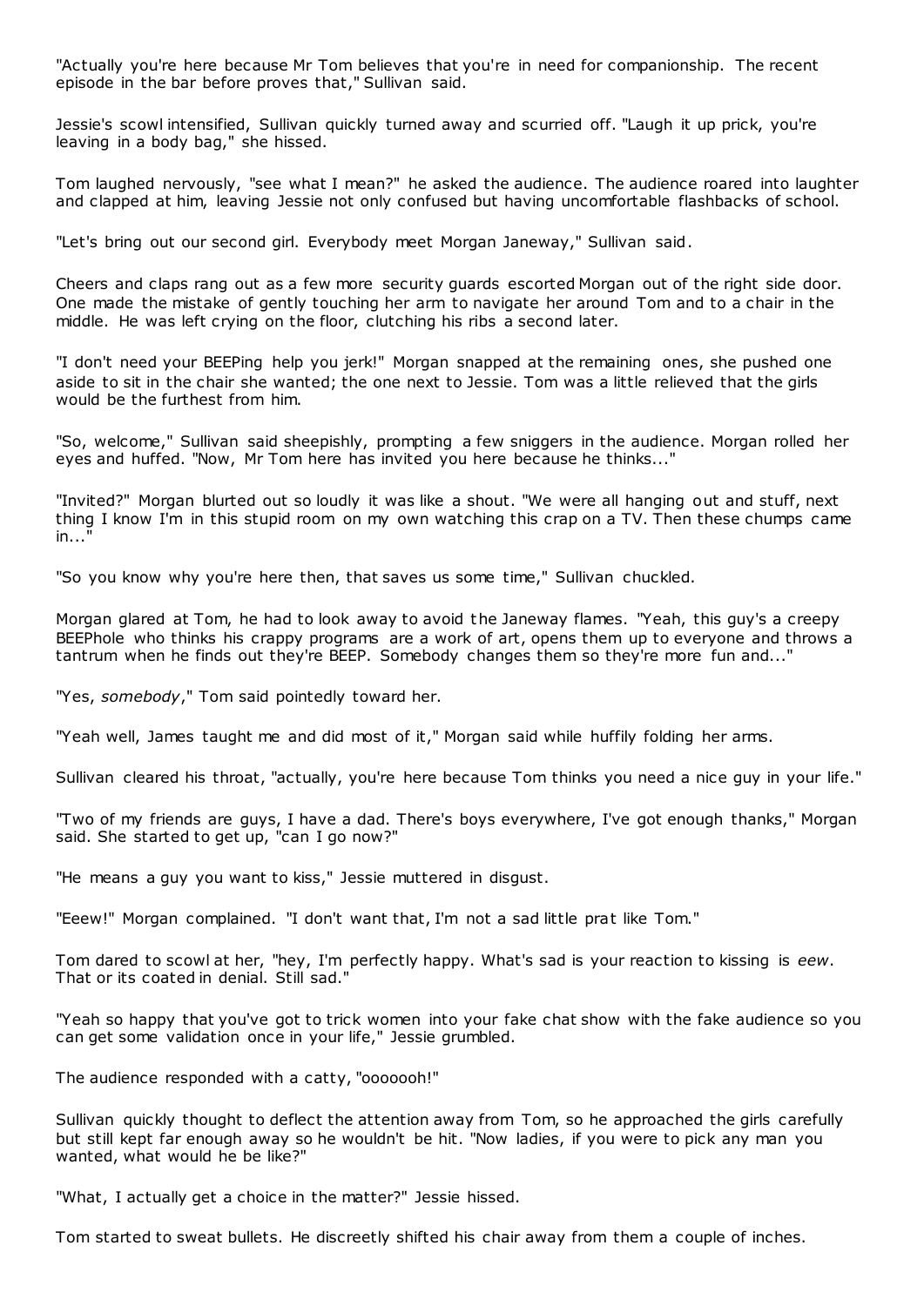"Actually you're here because Mr Tom believes that you're in need for companionship. The recent episode in the bar before proves that," Sullivan said.

Jessie's scowl intensified, Sullivan quickly turned away and scurried off. "Laugh it up prick, you're leaving in a body bag," she hissed.

Tom laughed nervously, "see what I mean?" he asked the audience. The audience roared into laughter and clapped at him, leaving Jessie not only confused but having uncomfortable flashbacks of school.

"Let's bring out our second girl. Everybody meet Morgan Janeway," Sullivan said.

Cheers and claps rang out as a few more security guards escorted Morgan out of the right side door. One made the mistake of gently touching her arm to navigate her around Tom and to a chair in the middle. He was left crying on the floor, clutching his ribs a second later.

"I don't need your BEEPing help you jerk!" Morgan snapped at the remaining ones, she pushed one aside to sit in the chair she wanted; the one next to Jessie. Tom was a little relieved that the girls would be the furthest from him.

"So, welcome," Sullivan said sheepishly, prompting a few sniggers in the audience. Morgan rolled her eyes and huffed. "Now, Mr Tom here has invited you here because he thinks..."

"Invited?" Morgan blurted out so loudly it was like a shout. "We were all hanging out and stuff, next thing I know I'm in this stupid room on my own watching this crap on a TV. Then these chumps came in..."

"So you know why you're here then, that saves us some time," Sullivan chuckled.

Morgan glared at Tom, he had to look away to avoid the Janeway flames. "Yeah, this guy's a creepy BEEPhole who thinks his crappy programs are a work of art, opens them up to everyone and throws a tantrum when he finds out they're BEEP. Somebody changes them so they're more fun and..."

"Yes, *somebody*," Tom said pointedly toward her.

"Yeah well, James taught me and did most of it," Morgan said while huffily folding her arms.

Sullivan cleared his throat, "actually, you're here because Tom thinks you need a nice guy in your life."

"Two of my friends are guys, I have a dad. There's boys everywhere, I've got enough thanks," Morgan said. She started to get up, "can I go now?"

"He means a guy you want to kiss," Jessie muttered in disgust.

"Eeew!" Morgan complained. "I don't want that, I'm not a sad little prat like Tom."

Tom dared to scowl at her, "hey, I'm perfectly happy. What's sad is your reaction to kissing is *eew*. That or its coated in denial. Still sad."

"Yeah so happy that you've got to trick women into your fake chat show with the fake audience so you can get some validation once in your life," Jessie grumbled.

The audience responded with a catty, "ooooooh!"

Sullivan quickly thought to deflect the attention away from Tom, so he approached the girls carefully but still kept far enough away so he wouldn't be hit. "Now ladies, if you were to pick any man you wanted, what would he be like?"

"What, I actually get a choice in the matter?" Jessie hissed.

Tom started to sweat bullets. He discreetly shifted his chair away from them a couple of inches.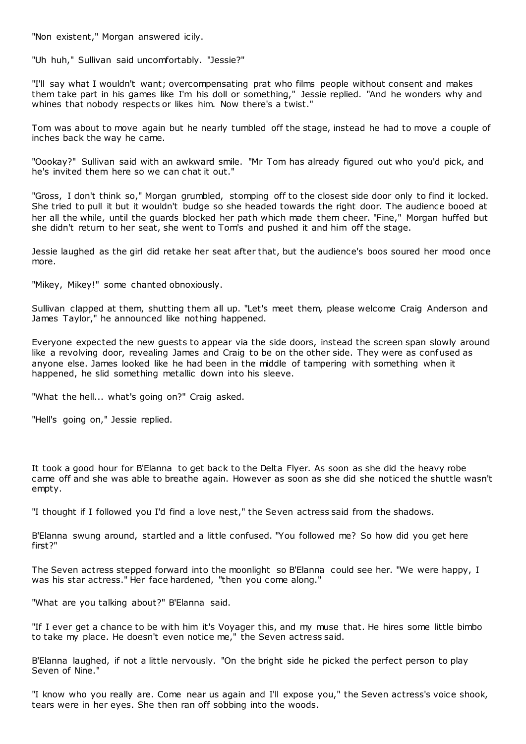"Non existent," Morgan answered icily.

"Uh huh," Sullivan said uncomfortably. "Jessie?"

"I'll say what I wouldn't want; overcompensating prat who films people without consent and makes them take part in his games like I'm his doll or something," Jessie replied. "And he wonders why and whines that nobody respects or likes him. Now there's a twist."

Tom was about to move again but he nearly tumbled off the stage, instead he had to move a couple of inches back the way he came.

"Oookay?" Sullivan said with an awkward smile. "Mr Tom has already figured out who you'd pick, and he's invited them here so we can chat it out."

"Gross, I don't think so," Morgan grumbled, stomping off to the closest side door only to find it locked. She tried to pull it but it wouldn't budge so she headed towards the right door. The audience booed at her all the while, until the guards blocked her path which made them cheer. "Fine," Morgan huffed but she didn't return to her seat, she went to Tom's and pushed it and him off the stage.

Jessie laughed as the girl did retake her seat after that, but the audience's boos soured her mood once more.

"Mikey, Mikey!" some chanted obnoxiously.

Sullivan clapped at them, shutting them all up. "Let's meet them, please welcome Craig Anderson and James Taylor," he announced like nothing happened.

Everyone expected the new guests to appear via the side doors, instead the screen span slowly around like a revolving door, revealing James and Craig to be on the other side. They were as confused as anyone else. James looked like he had been in the middle of tampering with something when it happened, he slid something metallic down into his sleeve.

"What the hell... what's going on?" Craig asked.

"Hell's going on," Jessie replied.

It took a good hour for B'Elanna to get back to the Delta Flyer. As soon as she did the heavy robe came off and she was able to breathe again. However as soon as she did she noticed the shuttle wasn't empty.

"I thought if I followed you I'd find a love nest," the Seven actress said from the shadows.

B'Elanna swung around, startled and a little confused. "You followed me? So how did you get here first?"

The Seven actress stepped forward into the moonlight so B'Elanna could see her. "We were happy, I was his star actress." Her face hardened, "then you come along."

"What are you talking about?" B'Elanna said.

"If I ever get a chance to be with him it's Voyager this, and my muse that. He hires some little bimbo to take my place. He doesn't even notice me," the Seven actress said.

B'Elanna laughed, if not a little nervously. "On the bright side he picked the perfect person to play Seven of Nine."

"I know who you really are. Come near us again and I'll expose you," the Seven actress's voice shook, tears were in her eyes. She then ran off sobbing into the woods.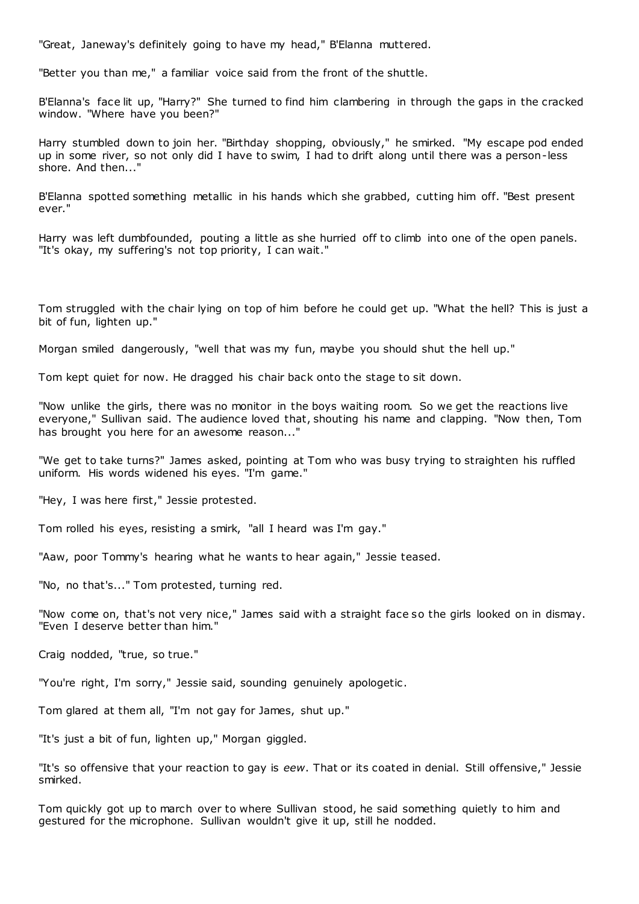"Great, Janeway's definitely going to have my head," B'Elanna muttered.

"Better you than me," a familiar voice said from the front of the shuttle.

B'Elanna's face lit up, "Harry?" She turned to find him clambering in through the gaps in the cracked window. "Where have you been?"

Harry stumbled down to join her. "Birthday shopping, obviously," he smirked. "My escape pod ended up in some river, so not only did I have to swim, I had to drift along until there was a person-less shore. And then..."

B'Elanna spotted something metallic in his hands which she grabbed, cutting him off. "Best present ever."

Harry was left dumbfounded, pouting a little as she hurried off to climb into one of the open panels. "It's okay, my suffering's not top priority, I can wait."

Tom struggled with the chair lying on top of him before he could get up. "What the hell? This is just a bit of fun, lighten up."

Morgan smiled dangerously, "well that was my fun, maybe you should shut the hell up."

Tom kept quiet for now. He dragged his chair back onto the stage to sit down.

"Now unlike the girls, there was no monitor in the boys waiting room. So we get the reactions live everyone," Sullivan said. The audience loved that, shouting his name and clapping. "Now then, Tom has brought you here for an awesome reason..."

"We get to take turns?" James asked, pointing at Tom who was busy trying to straighten his ruffled uniform. His words widened his eyes. "I'm game."

"Hey, I was here first," Jessie protested.

Tom rolled his eyes, resisting a smirk, "all I heard was I'm gay."

"Aaw, poor Tommy's hearing what he wants to hear again," Jessie teased.

"No, no that's..." Tom protested, turning red.

"Now come on, that's not very nice," James said with a straight face so the girls looked on in dismay. "Even I deserve better than him."

Craig nodded, "true, so true."

"You're right, I'm sorry," Jessie said, sounding genuinely apologetic.

Tom glared at them all, "I'm not gay for James, shut up."

"It's just a bit of fun, lighten up," Morgan giggled.

"It's so offensive that your reaction to gay is *eew*. That or its coated in denial. Still offensive," Jessie smirked.

Tom quickly got up to march over to where Sullivan stood, he said something quietly to him and gestured for the microphone. Sullivan wouldn't give it up, still he nodded.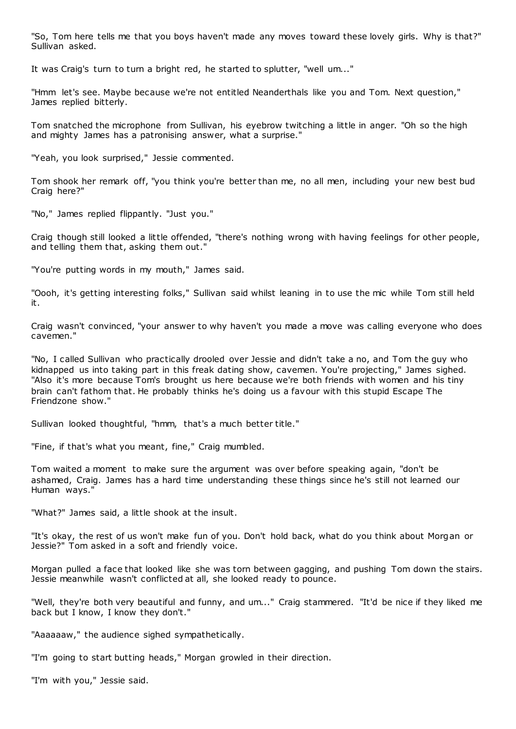"So, Tom here tells me that you boys haven't made any moves toward these lovely girls. Why is that?" Sullivan asked.

It was Craig's turn to turn a bright red, he started to splutter, "well um..."

"Hmm let's see. Maybe because we're not entitled Neanderthals like you and Tom. Next question," James replied bitterly.

Tom snatched the microphone from Sullivan, his eyebrow twitching a little in anger. "Oh so the high and mighty James has a patronising answer, what a surprise."

"Yeah, you look surprised," Jessie commented.

Tom shook her remark off, "you think you're better than me, no all men, including your new best bud Craig here?"

"No," James replied flippantly. "Just you."

Craig though still looked a little offended, "there's nothing wrong with having feelings for other people, and telling them that, asking them out."

"You're putting words in my mouth," James said.

"Oooh, it's getting interesting folks," Sullivan said whilst leaning in to use the mic while Tom still held it.

Craig wasn't convinced, "your answer to why haven't you made a move was calling everyone who does cavemen."

"No, I called Sullivan who practically drooled over Jessie and didn't take a no, and Tom the guy who kidnapped us into taking part in this freak dating show, cavemen. You're projecting," James sighed. "Also it's more because Tom's brought us here because we're both friends with women and his tiny brain can't fathom that. He probably thinks he's doing us a favour with this stupid Escape The Friendzone show."

Sullivan looked thoughtful, "hmm, that's a much better title."

"Fine, if that's what you meant, fine," Craig mumbled.

Tom waited a moment to make sure the argument was over before speaking again, "don't be ashamed, Craig. James has a hard time understanding these things since he's still not learned our Human ways."

"What?" James said, a little shook at the insult.

"It's okay, the rest of us won't make fun of you. Don't hold back, what do you think about Morgan or Jessie?" Tom asked in a soft and friendly voice.

Morgan pulled a face that looked like she was torn between gagging, and pushing Tom down the stairs. Jessie meanwhile wasn't conflicted at all, she looked ready to pounce.

"Well, they're both very beautiful and funny, and um..." Craig stammered. "It'd be nice if they liked me back but I know, I know they don't."

"Aaaaaaw," the audience sighed sympathetically.

"I'm going to start butting heads," Morgan growled in their direction.

"I'm with you," Jessie said.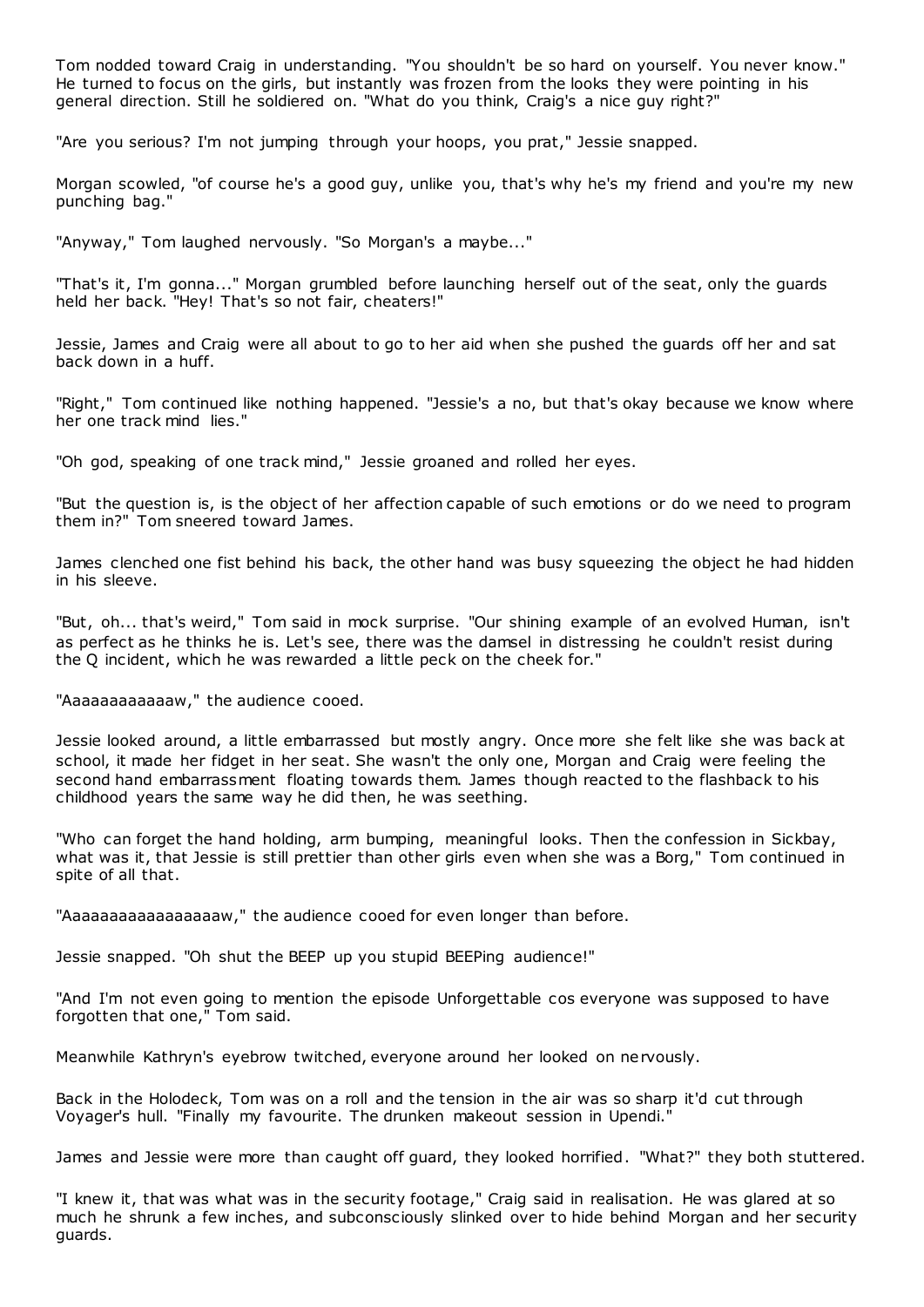Tom nodded toward Craig in understanding. "You shouldn't be so hard on yourself. You never know." He turned to focus on the girls, but instantly was frozen from the looks they were pointing in his general direction. Still he soldiered on. "What do you think, Craig's a nice guy right?"

"Are you serious? I'm not jumping through your hoops, you prat," Jessie snapped.

Morgan scowled, "of course he's a good guy, unlike you, that's why he's my friend and you're my new punching bag."

"Anyway," Tom laughed nervously. "So Morgan's a maybe..."

"That's it, I'm gonna..." Morgan grumbled before launching herself out of the seat, only the guards held her back. "Hey! That's so not fair, cheaters!"

Jessie, James and Craig were all about to go to her aid when she pushed the guards off her and sat back down in a huff.

"Right," Tom continued like nothing happened. "Jessie's a no, but that's okay because we know where her one track mind lies."

"Oh god, speaking of one track mind," Jessie groaned and rolled her eyes.

"But the question is, is the object of her affection capable of such emotions or do we need to program them in?" Tom sneered toward James.

James clenched one fist behind his back, the other hand was busy squeezing the object he had hidden in his sleeve.

"But, oh... that's weird," Tom said in mock surprise. "Our shining example of an evolved Human, isn't as perfect as he thinks he is. Let's see, there was the damsel in distressing he couldn't resist during the Q incident, which he was rewarded a little peck on the cheek for."

"Aaaaaaaaaaaaw," the audience cooed.

Jessie looked around, a little embarrassed but mostly angry. Once more she felt like she was back at school, it made her fidget in her seat. She wasn't the only one, Morgan and Craig were feeling the second hand embarrassment floating towards them. James though reacted to the flashback to his childhood years the same way he did then, he was seething.

"Who can forget the hand holding, arm bumping, meaningful looks. Then the confession in Sickbay, what was it, that Jessie is still prettier than other girls even when she was a Borg," Tom continued in spite of all that.

"Aaaaaaaaaaaaaaaaaw," the audience cooed for even longer than before.

Jessie snapped. "Oh shut the BEEP up you stupid BEEPing audience!"

"And I'm not even going to mention the episode Unforgettable cos everyone was supposed to have forgotten that one," Tom said.

Meanwhile Kathryn's eyebrow twitched, everyone around her looked on nervously.

Back in the Holodeck, Tom was on a roll and the tension in the air was so sharp it'd cut through Voyager's hull. "Finally my favourite. The drunken makeout session in Upendi."

James and Jessie were more than caught off guard, they looked horrified. "What?" they both stuttered.

"I knew it, that was what was in the security footage," Craig said in realisation. He was glared at so much he shrunk a few inches, and subconsciously slinked over to hide behind Morgan and her security guards.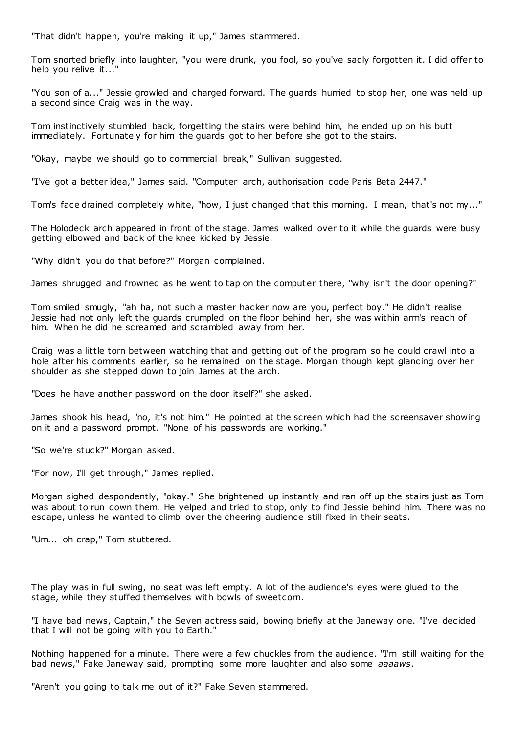"That didn't happen, you're making it up," James stammered.

Tom snorted briefly into laughter, "you were drunk, you fool, so you've sadly forgotten it. I did offer to help you relive it..."

"You son of a..." Jessie growled and charged forward. The guards hurried to stop her, one was held up a second since Craig was in the way.

Tom instinctively stumbled back, forgetting the stairs were behind him, he ended up on his butt immediately. Fortunately for him the guards got to her before she got to the stairs.

"Okay, maybe we should go to commercial break," Sullivan suggested.

"I've got a better idea," James said. "Computer arch, authorisation code Paris Beta 2447."

Tom's face drained completely white, "how, I just changed that this morning. I mean, that's not my..."

The Holodeck arch appeared in front of the stage. James walked over to it while the guards were busy getting elbowed and back of the knee kicked by Jessie.

"Why didn't you do that before?" Morgan complained.

James shrugged and frowned as he went to tap on the computer there, "why isn't the door opening?"

Tom smiled smugly, "ah ha, not such a master hacker now are you, perfect boy." He didn't realise Jessie had not only left the guards crumpled on the floor behind her, she was within arm's reach of him. When he did he screamed and scrambled away from her.

Craig was a little torn between watching that and getting out of the program so he could crawl into a hole after his comments earlier, so he remained on the stage. Morgan though kept glancing over her shoulder as she stepped down to join James at the arch.

"Does he have another password on the door itself?" she asked.

James shook his head, "no, it's not him." He pointed at the screen which had the screensaver showing on it and a password prompt. "None of his passwords are working."

"So we're stuck?" Morgan asked.

"For now, I'll get through," James replied.

Morgan sighed despondently, "okay." She brightened up instantly and ran off up the stairs just as Tom was about to run down them. He yelped and tried to stop, only to find Jessie behind him. There was no escape, unless he wanted to climb over the cheering audience still fixed in their seats.

"Um... oh crap," Tom stuttered.

The play was in full swing, no seat was left empty. A lot of the audience's eyes were glued to the stage, while they stuffed themselves with bowls of sweetcorn.

"I have bad news, Captain," the Seven actress said, bowing briefly at the Janeway one. "I've decided that I will not be going with you to Earth."

Nothing happened for a minute. There were a few chuckles from the audience. "I'm still waiting for the bad news," Fake Janeway said, prompting some more laughter and also some *aaaaws*.

"Aren't you going to talk me out of it?" Fake Seven stammered.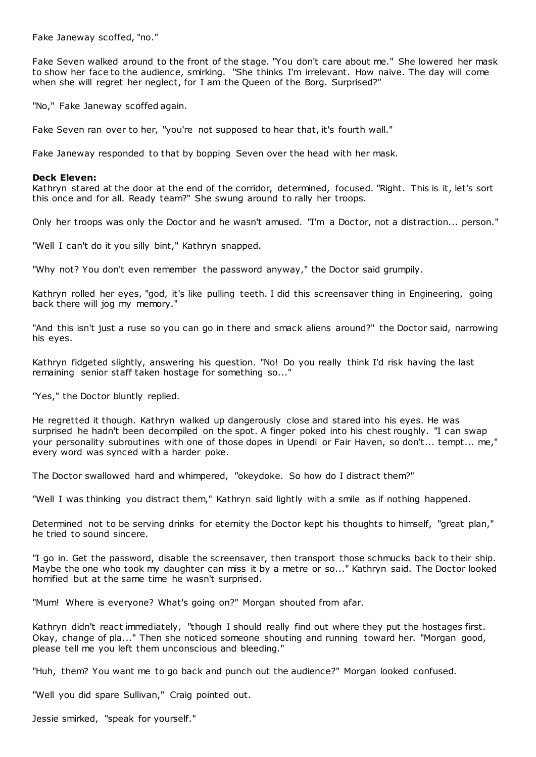Fake Janeway scoffed, "no."

Fake Seven walked around to the front of the stage. "You don't care about me." She lowered her mask to show her face to the audience, smirking. "She thinks I'm irrelevant. How naive. The day will come when she will regret her neglect, for I am the Queen of the Borg. Surprised?"

"No," Fake Janeway scoffed again.

Fake Seven ran over to her, "you're not supposed to hear that, it's fourth wall."

Fake Janeway responded to that by bopping Seven over the head with her mask.

**Deck Eleven:**
Kathryn stared at the door at the end of the corridor, determined, focused. "Right. This is it, let's sort this once and for all. Ready team?" She swung around to rally her troops.

Only her troops was only the Doctor and he wasn't amused. "I'm a Doctor, not a distraction... person."

"Well I can't do it you silly bint," Kathryn snapped.

"Why not? You don't even remember the password anyway," the Doctor said grumpily.

Kathryn rolled her eyes, "god, it's like pulling teeth. I did this screensaver thing in Engineering, going back there will jog my memory."

"And this isn't just a ruse so you can go in there and smack aliens around?" the Doctor said, narrowing his eyes.

Kathryn fidgeted slightly, answering his question. "No! Do you really think I'd risk having the last remaining senior staff taken hostage for something so..."

"Yes," the Doctor bluntly replied.

He regretted it though. Kathryn walked up dangerously close and stared into his eyes. He was surprised he hadn't been decompiled on the spot. A finger poked into his chest roughly. "I can swap your personality subroutines with one of those dopes in Upendi or Fair Haven, so don't... tempt... me," every word was synced with a harder poke.

The Doctor swallowed hard and whimpered, "okeydoke. So how do I distract them?"

"Well I was thinking you distract them," Kathryn said lightly with a smile as if nothing happened.

Determined not to be serving drinks for eternity the Doctor kept his thoughts to himself, "great plan," he tried to sound sincere.

"I go in. Get the password, disable the screensaver, then transport those schmucks back to their ship. Maybe the one who took my daughter can miss it by a metre or so..." Kathryn said. The Doctor looked horrified but at the same time he wasn't surprised.

"Mum! Where is everyone? What's going on?" Morgan shouted from afar.

Kathryn didn't react immediately, "though I should really find out where they put the hostages first. Okay, change of pla..." Then she noticed someone shouting and running toward her. "Morgan good, please tell me you left them unconscious and bleeding."

"Huh, them? You want me to go back and punch out the audience?" Morgan looked confused.

"Well you did spare Sullivan," Craig pointed out.

Jessie smirked, "speak for yourself."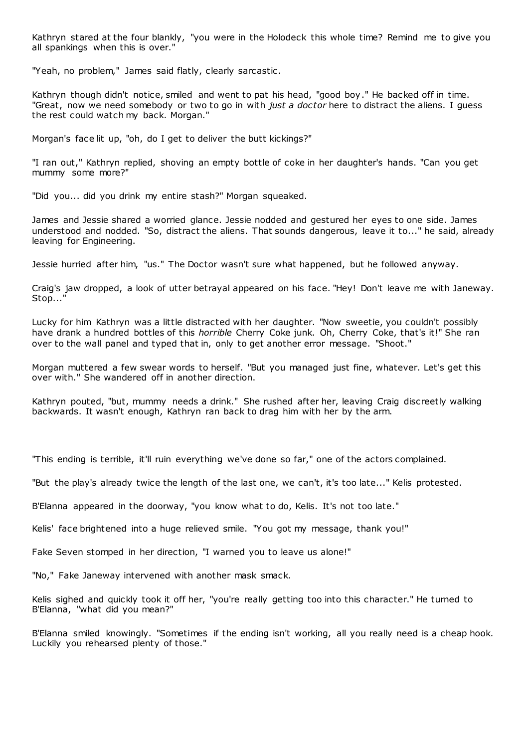Kathryn stared at the four blankly, "you were in the Holodeck this whole time? Remind me to give you all spankings when this is over."

"Yeah, no problem," James said flatly, clearly sarcastic.

Kathryn though didn't notice, smiled and went to pat his head, "good boy." He backed off in time. "Great, now we need somebody or two to go in with *just a doctor* here to distract the aliens. I guess the rest could watch my back. Morgan."

Morgan's face lit up, "oh, do I get to deliver the butt kickings?"

"I ran out," Kathryn replied, shoving an empty bottle of coke in her daughter's hands. "Can you get mummy some more?"

"Did you... did you drink my entire stash?" Morgan squeaked.

James and Jessie shared a worried glance. Jessie nodded and gestured her eyes to one side. James understood and nodded. "So, distract the aliens. That sounds dangerous, leave it to..." he said, already leaving for Engineering.

Jessie hurried after him, "us." The Doctor wasn't sure what happened, but he followed anyway.

Craig's jaw dropped, a look of utter betrayal appeared on his face. "Hey! Don't leave me with Janeway. Stop..."

Lucky for him Kathryn was a little distracted with her daughter. "Now sweetie, you couldn't possibly have drank a hundred bottles of this *horrible* Cherry Coke junk. Oh, Cherry Coke, that's it!" She ran over to the wall panel and typed that in, only to get another error message. "Shoot."

Morgan muttered a few swear words to herself. "But you managed just fine, whatever. Let's get this over with." She wandered off in another direction.

Kathryn pouted, "but, mummy needs a drink." She rushed after her, leaving Craig discreetly walking backwards. It wasn't enough, Kathryn ran back to drag him with her by the arm.

"This ending is terrible, it'll ruin everything we've done so far," one of the actors complained.

"But the play's already twice the length of the last one, we can't, it's too late..." Kelis protested.

B'Elanna appeared in the doorway, "you know what to do, Kelis. It's not too late."

Kelis' face brightened into a huge relieved smile. "You got my message, thank you!"

Fake Seven stomped in her direction, "I warned you to leave us alone!"

"No," Fake Janeway intervened with another mask smack.

Kelis sighed and quickly took it off her, "you're really getting too into this character." He turned to B'Elanna, "what did you mean?"

B'Elanna smiled knowingly. "Sometimes if the ending isn't working, all you really need is a cheap hook. Luckily you rehearsed plenty of those."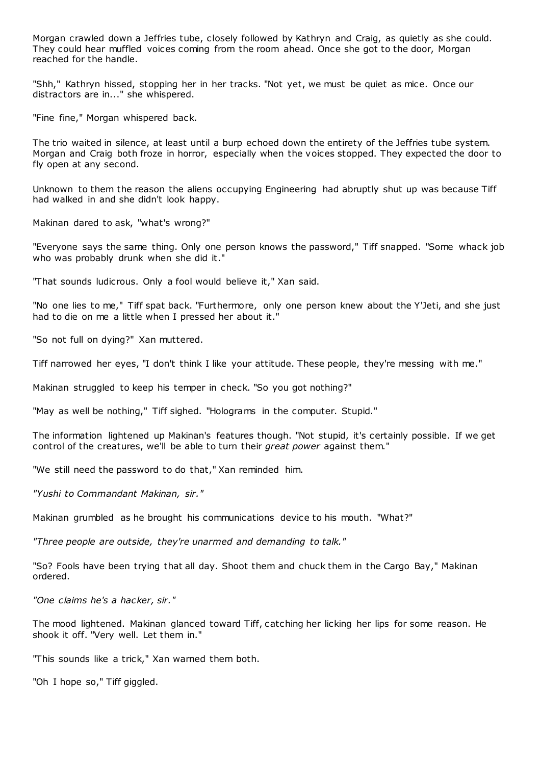Morgan crawled down a Jeffries tube, closely followed by Kathryn and Craig, as quietly as she could. They could hear muffled voices coming from the room ahead. Once she got to the door, Morgan reached for the handle.

"Shh," Kathryn hissed, stopping her in her tracks. "Not yet, we must be quiet as mice. Once our distractors are in..." she whispered.

"Fine fine," Morgan whispered back.

The trio waited in silence, at least until a burp echoed down the entirety of the Jeffries tube system. Morgan and Craig both froze in horror, especially when the voices stopped. They expected the door to fly open at any second.

Unknown to them the reason the aliens occupying Engineering had abruptly shut up was because Tiff had walked in and she didn't look happy.

Makinan dared to ask, "what's wrong?"

"Everyone says the same thing. Only one person knows the password," Tiff snapped. "Some whack job who was probably drunk when she did it."

"That sounds ludicrous. Only a fool would believe it," Xan said.

"No one lies to me," Tiff spat back. "Furthermore, only one person knew about the Y'Jeti, and she just had to die on me a little when I pressed her about it."

"So not full on dying?" Xan muttered.

Tiff narrowed her eyes, "I don't think I like your attitude. These people, they're messing with me."

Makinan struggled to keep his temper in check. "So you got nothing?"

"May as well be nothing," Tiff sighed. "Holograms in the computer. Stupid."

The information lightened up Makinan's features though. "Not stupid, it's certainly possible. If we get control of the creatures, we'll be able to turn their *great power* against them."

"We still need the password to do that," Xan reminded him.

*"Yushi to Commandant Makinan, sir."*

Makinan grumbled as he brought his communications device to his mouth. "What?"

*"Three people are outside, they're unarmed and demanding to talk."*

"So? Fools have been trying that all day. Shoot them and chuck them in the Cargo Bay," Makinan ordered.

*"One claims he's a hacker, sir."*

The mood lightened. Makinan glanced toward Tiff, catching her licking her lips for some reason. He shook it off. "Very well. Let them in."

"This sounds like a trick," Xan warned them both.

"Oh I hope so," Tiff giggled.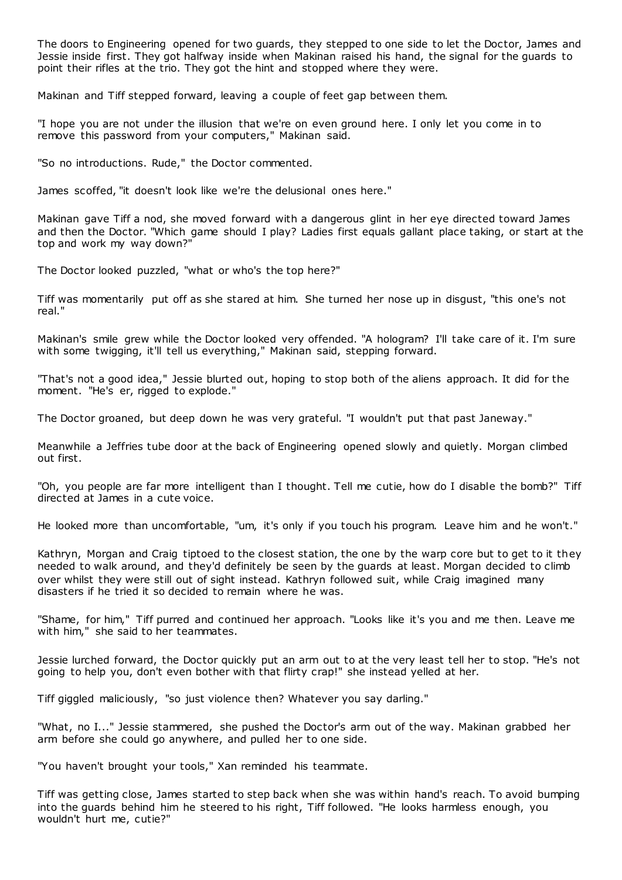The doors to Engineering opened for two guards, they stepped to one side to let the Doctor, James and Jessie inside first. They got halfway inside when Makinan raised his hand, the signal for the guards to point their rifles at the trio. They got the hint and stopped where they were.

Makinan and Tiff stepped forward, leaving a couple of feet gap between them.

"I hope you are not under the illusion that we're on even ground here. I only let you come in to remove this password from your computers," Makinan said.

"So no introductions. Rude," the Doctor commented.

James scoffed, "it doesn't look like we're the delusional ones here."

Makinan gave Tiff a nod, she moved forward with a dangerous glint in her eye directed toward James and then the Doctor. "Which game should I play? Ladies first equals gallant place taking, or start at the top and work my way down?"

The Doctor looked puzzled, "what or who's the top here?"

Tiff was momentarily put off as she stared at him. She turned her nose up in disgust, "this one's not real."

Makinan's smile grew while the Doctor looked very offended. "A hologram? I'll take care of it. I'm sure with some twigging, it'll tell us everything," Makinan said, stepping forward.

"That's not a good idea," Jessie blurted out, hoping to stop both of the aliens approach. It did for the moment. "He's er, rigged to explode."

The Doctor groaned, but deep down he was very grateful. "I wouldn't put that past Janeway."

Meanwhile a Jeffries tube door at the back of Engineering opened slowly and quietly. Morgan climbed out first.

"Oh, you people are far more intelligent than I thought. Tell me cutie, how do I disable the bomb?" Tiff directed at James in a cute voice.

He looked more than uncomfortable, "um, it's only if you touch his program. Leave him and he won't."

Kathryn, Morgan and Craig tiptoed to the closest station, the one by the warp core but to get to it they needed to walk around, and they'd definitely be seen by the guards at least. Morgan decided to climb over whilst they were still out of sight instead. Kathryn followed suit, while Craig imagined many disasters if he tried it so decided to remain where he was.

"Shame, for him," Tiff purred and continued her approach. "Looks like it's you and me then. Leave me with him," she said to her teammates.

Jessie lurched forward, the Doctor quickly put an arm out to at the very least tell her to stop. "He's not going to help you, don't even bother with that flirty crap!" she instead yelled at her.

Tiff giggled maliciously, "so just violence then? Whatever you say darling."

"What, no I..." Jessie stammered, she pushed the Doctor's arm out of the way. Makinan grabbed her arm before she could go anywhere, and pulled her to one side.

"You haven't brought your tools," Xan reminded his teammate.

Tiff was getting close, James started to step back when she was within hand's reach. To avoid bumping into the guards behind him he steered to his right, Tiff followed. "He looks harmless enough, you wouldn't hurt me, cutie?"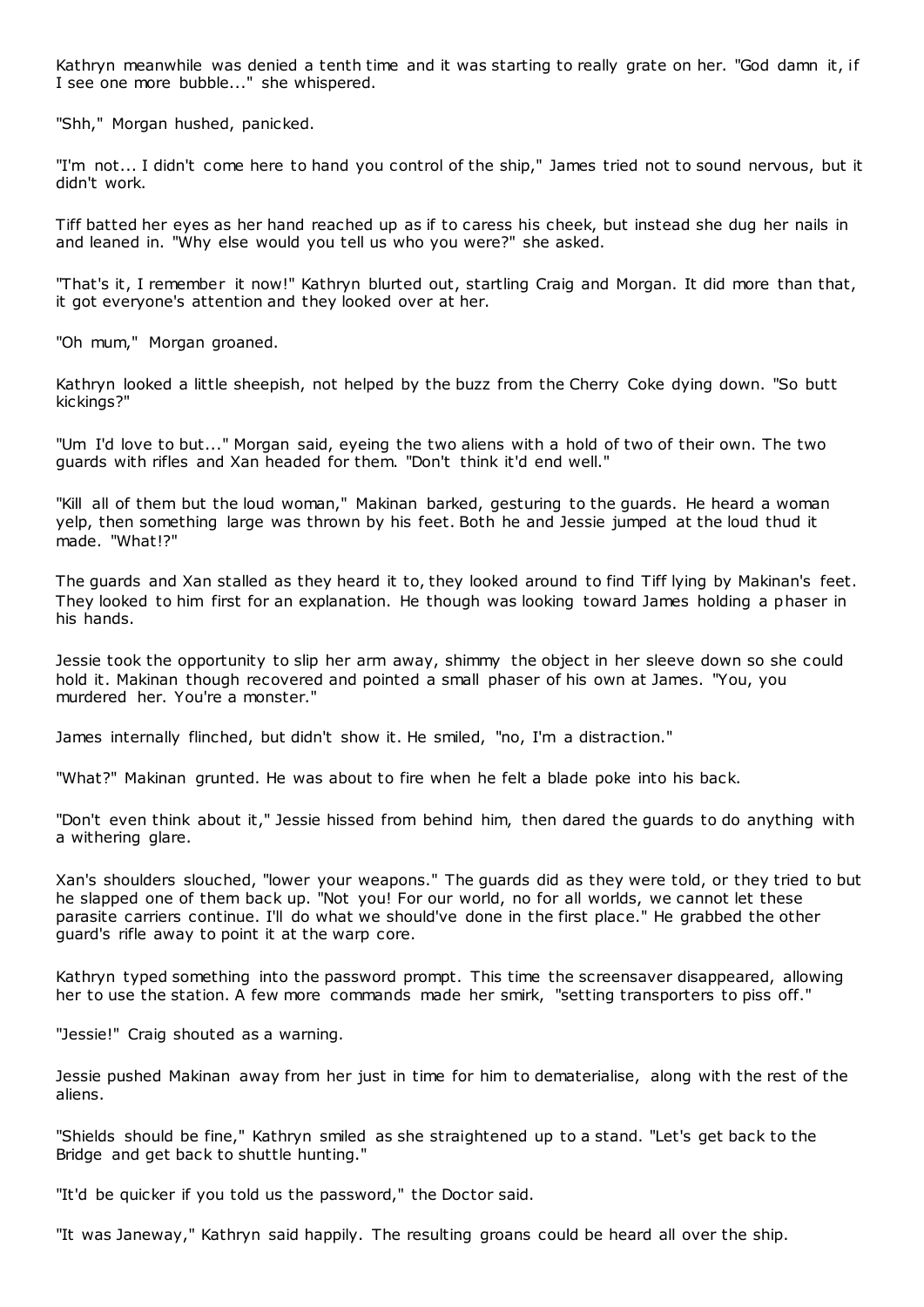Kathryn meanwhile was denied a tenth time and it was starting to really grate on her. "God damn it, if I see one more bubble..." she whispered.

"Shh," Morgan hushed, panicked.

"I'm not... I didn't come here to hand you control of the ship," James tried not to sound nervous, but it didn't work.

Tiff batted her eyes as her hand reached up as if to caress his cheek, but instead she dug her nails in and leaned in. "Why else would you tell us who you were?" she asked.

"That's it, I remember it now!" Kathryn blurted out, startling Craig and Morgan. It did more than that, it got everyone's attention and they looked over at her.

"Oh mum," Morgan groaned.

Kathryn looked a little sheepish, not helped by the buzz from the Cherry Coke dying down. "So butt kickings?"

"Um I'd love to but..." Morgan said, eyeing the two aliens with a hold of two of their own. The two guards with rifles and Xan headed for them. "Don't think it'd end well."

"Kill all of them but the loud woman," Makinan barked, gesturing to the guards. He heard a woman yelp, then something large was thrown by his feet. Both he and Jessie jumped at the loud thud it made. "What!?"

The guards and Xan stalled as they heard it to, they looked around to find Tiff lying by Makinan's feet. They looked to him first for an explanation. He though was looking toward James holding a phaser in his hands.

Jessie took the opportunity to slip her arm away, shimmy the object in her sleeve down so she could hold it. Makinan though recovered and pointed a small phaser of his own at James. "You, you murdered her. You're a monster."

James internally flinched, but didn't show it. He smiled, "no, I'm a distraction."

"What?" Makinan grunted. He was about to fire when he felt a blade poke into his back.

"Don't even think about it," Jessie hissed from behind him, then dared the guards to do anything with a withering glare.

Xan's shoulders slouched, "lower your weapons." The guards did as they were told, or they tried to but he slapped one of them back up. "Not you! For our world, no for all worlds, we cannot let these parasite carriers continue. I'll do what we should've done in the first place." He grabbed the other guard's rifle away to point it at the warp core.

Kathryn typed something into the password prompt. This time the screensaver disappeared, allowing her to use the station. A few more commands made her smirk, "setting transporters to piss off."

"Jessie!" Craig shouted as a warning.

Jessie pushed Makinan away from her just in time for him to dematerialise, along with the rest of the aliens.

"Shields should be fine," Kathryn smiled as she straightened up to a stand. "Let's get back to the Bridge and get back to shuttle hunting."

"It'd be quicker if you told us the password," the Doctor said.

"It was Janeway," Kathryn said happily. The resulting groans could be heard all over the ship.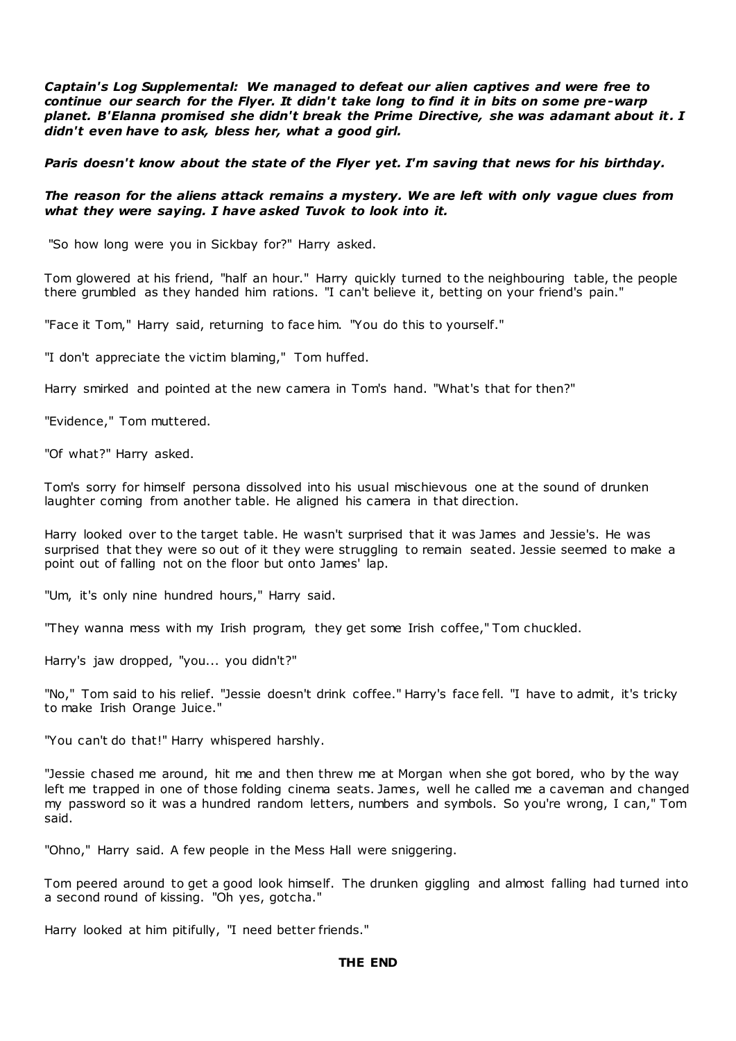***Captain's Log Supplemental: We managed to defeat our alien captives and were free to continue our search for the Flyer. It didn't take long to find it in bits on some pre-warp planet. B'Elanna promised she didn't break the Prime Directive, she was adamant about it. I didn't even have to ask, bless her, what a good girl.***

***Paris doesn't know about the state of the Flyer yet. I'm saving that news for his birthday.***

***The reason for the aliens attack remains a mystery. We are left with only vague clues from what they were saying. I have asked Tuvok to look into it.***

"So how long were you in Sickbay for?" Harry asked.

Tom glowered at his friend, "half an hour." Harry quickly turned to the neighbouring table, the people there grumbled as they handed him rations. "I can't believe it, betting on your friend's pain."

"Face it Tom," Harry said, returning to face him. "You do this to yourself."

"I don't appreciate the victim blaming," Tom huffed.

Harry smirked and pointed at the new camera in Tom's hand. "What's that for then?"

"Evidence," Tom muttered.

"Of what?" Harry asked.

Tom's sorry for himself persona dissolved into his usual mischievous one at the sound of drunken laughter coming from another table. He aligned his camera in that direction.

Harry looked over to the target table. He wasn't surprised that it was James and Jessie's. He was surprised that they were so out of it they were struggling to remain seated. Jessie seemed to make a point out of falling not on the floor but onto James' lap.

"Um, it's only nine hundred hours," Harry said.

"They wanna mess with my Irish program, they get some Irish coffee," Tom chuckled.

Harry's jaw dropped, "you... you didn't?"

"No," Tom said to his relief. "Jessie doesn't drink coffee." Harry's face fell. "I have to admit, it's tricky to make Irish Orange Juice."

"You can't do that!" Harry whispered harshly.

"Jessie chased me around, hit me and then threw me at Morgan when she got bored, who by the way left me trapped in one of those folding cinema seats. James, well he called me a caveman and changed my password so it was a hundred random letters, numbers and symbols. So you're wrong, I can," Tom said.

"Ohno," Harry said. A few people in the Mess Hall were sniggering.

Tom peered around to get a good look himself. The drunken giggling and almost falling had turned into a second round of kissing. "Oh yes, gotcha."

Harry looked at him pitifully, "I need better friends."

**THE END**